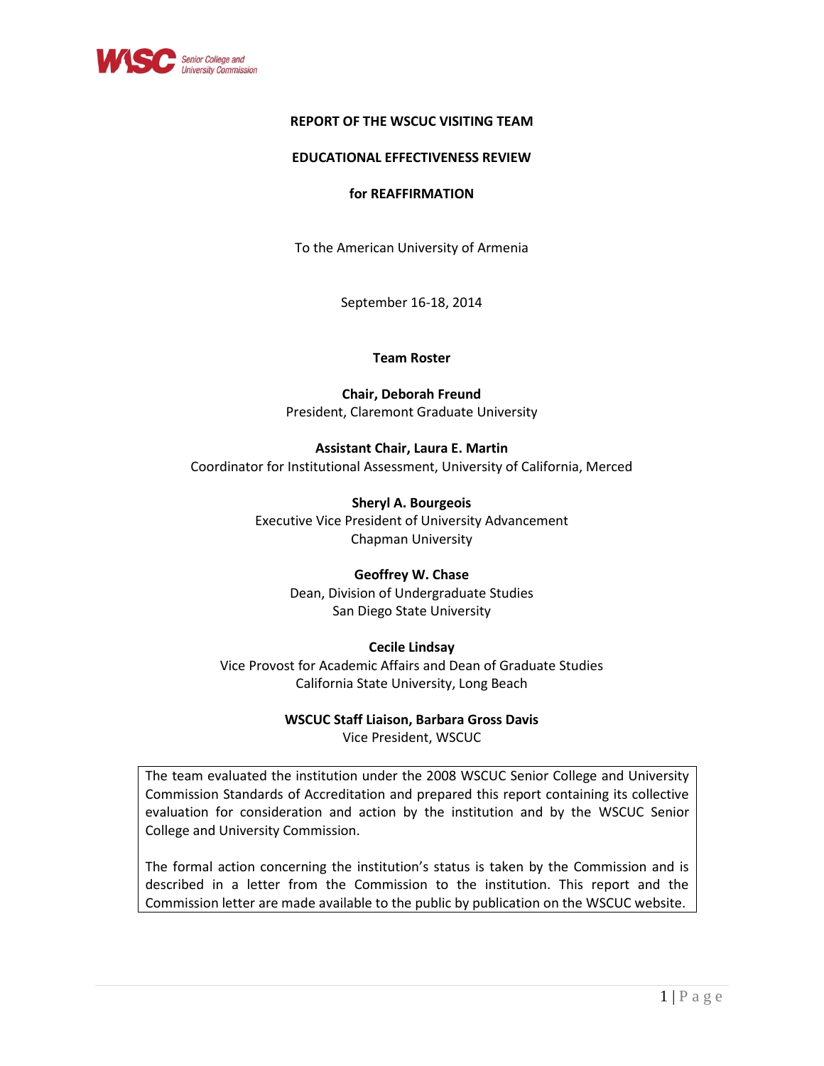WASC Senior College and University Commission

# REPORT OF THE WSCUC VISITING TEAM

## EDUCATIONAL EFFECTIVENESS REVIEW

## for REAFFIRMATION

To the American University of Armenia

September 16-18, 2014

**Team Roster**

**Chair, Deborah Freund**
President, Claremont Graduate University

**Assistant Chair, Laura E. Martin**
Coordinator for Institutional Assessment, University of California, Merced

**Sheryl A. Bourgeois**
Executive Vice President of University Advancement
Chapman University

**Geoffrey W. Chase**
Dean, Division of Undergraduate Studies
San Diego State University

**Cecile Lindsay**
Vice Provost for Academic Affairs and Dean of Graduate Studies
California State University, Long Beach

**WSCUC Staff Liaison, Barbara Gross Davis**
Vice President, WSCUC

The team evaluated the institution under the 2008 WSCUC Senior College and University Commission Standards of Accreditation and prepared this report containing its collective evaluation for consideration and action by the institution and by the WSCUC Senior College and University Commission.

The formal action concerning the institution's status is taken by the Commission and is described in a letter from the Commission to the institution. This report and the Commission letter are made available to the public by publication on the WSCUC website.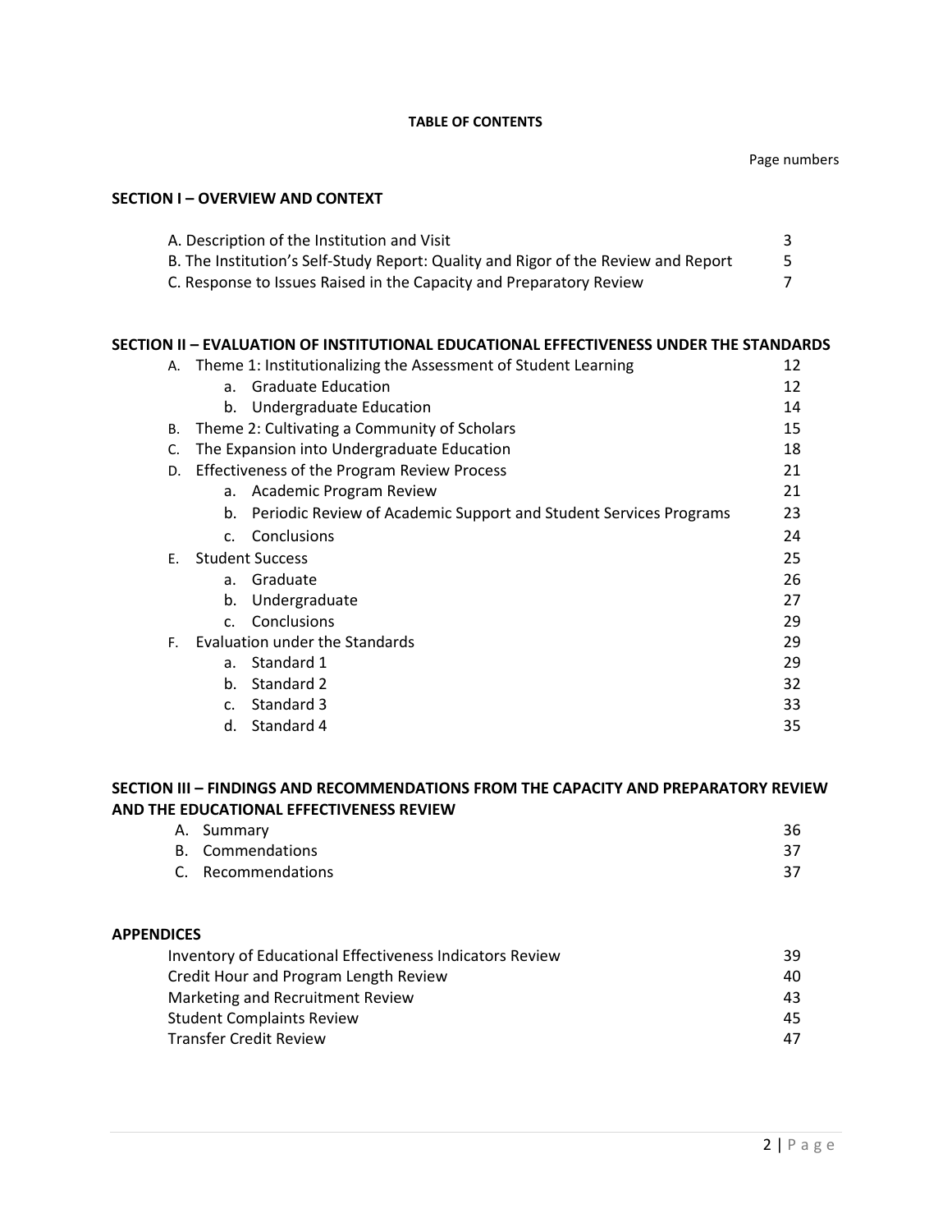**TABLE OF CONTENTS**

Page numbers

**SECTION I – OVERVIEW AND CONTEXT**

| | Page |
|---|---|
| A. Description of the Institution and Visit | 3 |
| B. The Institution's Self-Study Report: Quality and Rigor of the Review and Report | 5 |
| C. Response to Issues Raised in the Capacity and Preparatory Review | 7 |

**SECTION II – EVALUATION OF INSTITUTIONAL EDUCATIONAL EFFECTIVENESS UNDER THE STANDARDS**

| | Page |
|---|---|
| A. Theme 1: Institutionalizing the Assessment of Student Learning | 12 |
| a. Graduate Education | 12 |
| b. Undergraduate Education | 14 |
| B. Theme 2: Cultivating a Community of Scholars | 15 |
| C. The Expansion into Undergraduate Education | 18 |
| D. Effectiveness of the Program Review Process | 21 |
| a. Academic Program Review | 21 |
| b. Periodic Review of Academic Support and Student Services Programs | 23 |
| c. Conclusions | 24 |
| E. Student Success | 25 |
| a. Graduate | 26 |
| b. Undergraduate | 27 |
| c. Conclusions | 29 |
| F. Evaluation under the Standards | 29 |
| a. Standard 1 | 29 |
| b. Standard 2 | 32 |
| c. Standard 3 | 33 |
| d. Standard 4 | 35 |

**SECTION III – FINDINGS AND RECOMMENDATIONS FROM THE CAPACITY AND PREPARATORY REVIEW AND THE EDUCATIONAL EFFECTIVENESS REVIEW**

| | Page |
|---|---|
| A. Summary | 36 |
| B. Commendations | 37 |
| C. Recommendations | 37 |

**APPENDICES**

| | Page |
|---|---|
| Inventory of Educational Effectiveness Indicators Review | 39 |
| Credit Hour and Program Length Review | 40 |
| Marketing and Recruitment Review | 43 |
| Student Complaints Review | 45 |
| Transfer Credit Review | 47 |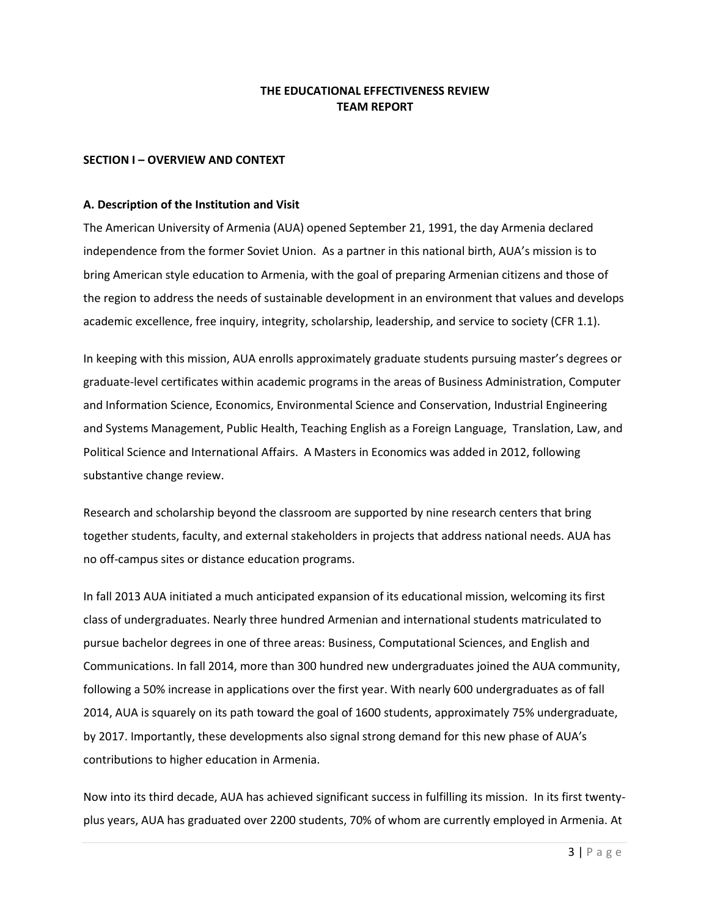# THE EDUCATIONAL EFFECTIVENESS REVIEW
# TEAM REPORT

## SECTION I – OVERVIEW AND CONTEXT

### A. Description of the Institution and Visit

The American University of Armenia (AUA) opened September 21, 1991, the day Armenia declared independence from the former Soviet Union. As a partner in this national birth, AUA's mission is to bring American style education to Armenia, with the goal of preparing Armenian citizens and those of the region to address the needs of sustainable development in an environment that values and develops academic excellence, free inquiry, integrity, scholarship, leadership, and service to society (CFR 1.1).

In keeping with this mission, AUA enrolls approximately graduate students pursuing master's degrees or graduate-level certificates within academic programs in the areas of Business Administration, Computer and Information Science, Economics, Environmental Science and Conservation, Industrial Engineering and Systems Management, Public Health, Teaching English as a Foreign Language, Translation, Law, and Political Science and International Affairs. A Masters in Economics was added in 2012, following substantive change review.

Research and scholarship beyond the classroom are supported by nine research centers that bring together students, faculty, and external stakeholders in projects that address national needs. AUA has no off-campus sites or distance education programs.

In fall 2013 AUA initiated a much anticipated expansion of its educational mission, welcoming its first class of undergraduates. Nearly three hundred Armenian and international students matriculated to pursue bachelor degrees in one of three areas: Business, Computational Sciences, and English and Communications. In fall 2014, more than 300 hundred new undergraduates joined the AUA community, following a 50% increase in applications over the first year. With nearly 600 undergraduates as of fall 2014, AUA is squarely on its path toward the goal of 1600 students, approximately 75% undergraduate, by 2017. Importantly, these developments also signal strong demand for this new phase of AUA's contributions to higher education in Armenia.

Now into its third decade, AUA has achieved significant success in fulfilling its mission. In its first twenty-plus years, AUA has graduated over 2200 students, 70% of whom are currently employed in Armenia. At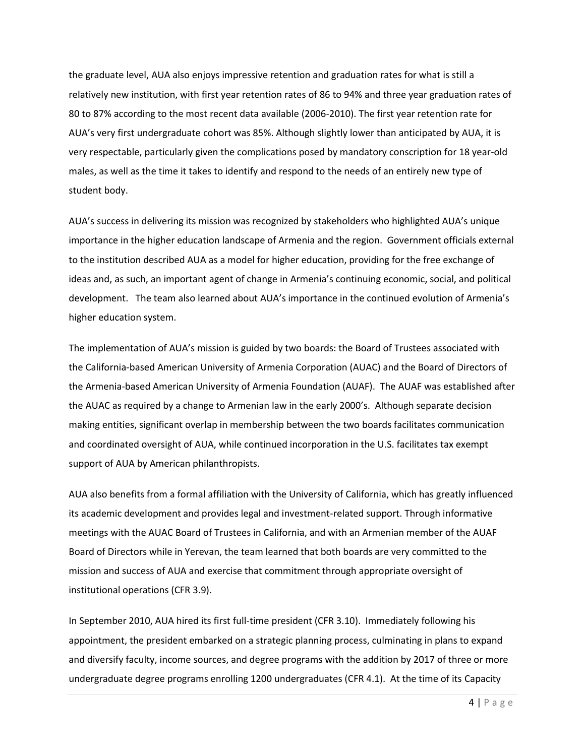the graduate level, AUA also enjoys impressive retention and graduation rates for what is still a relatively new institution, with first year retention rates of 86 to 94% and three year graduation rates of 80 to 87% according to the most recent data available (2006-2010). The first year retention rate for AUA's very first undergraduate cohort was 85%. Although slightly lower than anticipated by AUA, it is very respectable, particularly given the complications posed by mandatory conscription for 18 year-old males, as well as the time it takes to identify and respond to the needs of an entirely new type of student body.

AUA's success in delivering its mission was recognized by stakeholders who highlighted AUA's unique importance in the higher education landscape of Armenia and the region. Government officials external to the institution described AUA as a model for higher education, providing for the free exchange of ideas and, as such, an important agent of change in Armenia's continuing economic, social, and political development. The team also learned about AUA's importance in the continued evolution of Armenia's higher education system.

The implementation of AUA's mission is guided by two boards: the Board of Trustees associated with the California-based American University of Armenia Corporation (AUAC) and the Board of Directors of the Armenia-based American University of Armenia Foundation (AUAF). The AUAF was established after the AUAC as required by a change to Armenian law in the early 2000's. Although separate decision making entities, significant overlap in membership between the two boards facilitates communication and coordinated oversight of AUA, while continued incorporation in the U.S. facilitates tax exempt support of AUA by American philanthropists.

AUA also benefits from a formal affiliation with the University of California, which has greatly influenced its academic development and provides legal and investment-related support. Through informative meetings with the AUAC Board of Trustees in California, and with an Armenian member of the AUAF Board of Directors while in Yerevan, the team learned that both boards are very committed to the mission and success of AUA and exercise that commitment through appropriate oversight of institutional operations (CFR 3.9).

In September 2010, AUA hired its first full-time president (CFR 3.10). Immediately following his appointment, the president embarked on a strategic planning process, culminating in plans to expand and diversify faculty, income sources, and degree programs with the addition by 2017 of three or more undergraduate degree programs enrolling 1200 undergraduates (CFR 4.1). At the time of its Capacity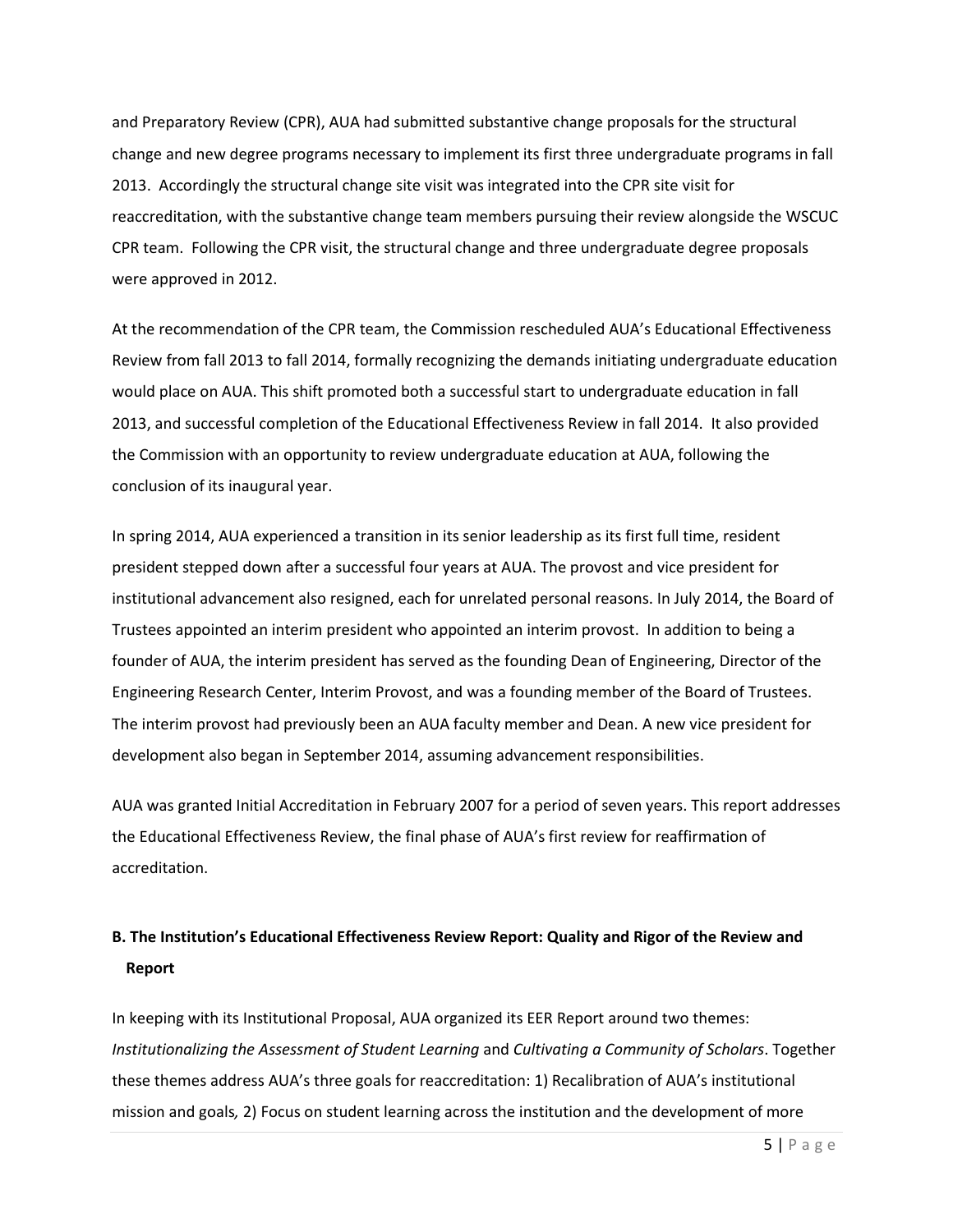and Preparatory Review (CPR), AUA had submitted substantive change proposals for the structural change and new degree programs necessary to implement its first three undergraduate programs in fall 2013. Accordingly the structural change site visit was integrated into the CPR site visit for reaccreditation, with the substantive change team members pursuing their review alongside the WSCUC CPR team. Following the CPR visit, the structural change and three undergraduate degree proposals were approved in 2012.

At the recommendation of the CPR team, the Commission rescheduled AUA's Educational Effectiveness Review from fall 2013 to fall 2014, formally recognizing the demands initiating undergraduate education would place on AUA. This shift promoted both a successful start to undergraduate education in fall 2013, and successful completion of the Educational Effectiveness Review in fall 2014. It also provided the Commission with an opportunity to review undergraduate education at AUA, following the conclusion of its inaugural year.

In spring 2014, AUA experienced a transition in its senior leadership as its first full time, resident president stepped down after a successful four years at AUA. The provost and vice president for institutional advancement also resigned, each for unrelated personal reasons. In July 2014, the Board of Trustees appointed an interim president who appointed an interim provost. In addition to being a founder of AUA, the interim president has served as the founding Dean of Engineering, Director of the Engineering Research Center, Interim Provost, and was a founding member of the Board of Trustees. The interim provost had previously been an AUA faculty member and Dean. A new vice president for development also began in September 2014, assuming advancement responsibilities.

AUA was granted Initial Accreditation in February 2007 for a period of seven years. This report addresses the Educational Effectiveness Review, the final phase of AUA's first review for reaffirmation of accreditation.

**B. The Institution's Educational Effectiveness Review Report: Quality and Rigor of the Review and Report**

In keeping with its Institutional Proposal, AUA organized its EER Report around two themes: *Institutionalizing the Assessment of Student Learning* and *Cultivating a Community of Scholars*. Together these themes address AUA's three goals for reaccreditation: 1) Recalibration of AUA's institutional mission and goals, 2) Focus on student learning across the institution and the development of more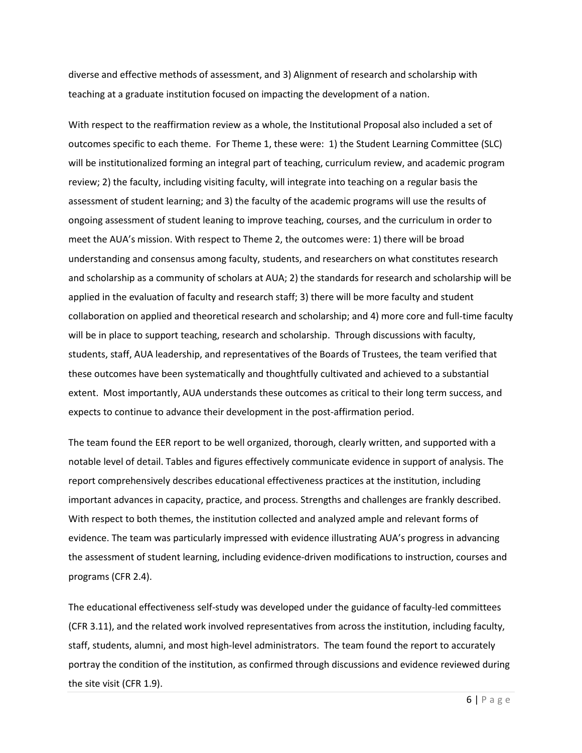diverse and effective methods of assessment, and 3) Alignment of research and scholarship with teaching at a graduate institution focused on impacting the development of a nation.

With respect to the reaffirmation review as a whole, the Institutional Proposal also included a set of outcomes specific to each theme. For Theme 1, these were: 1) the Student Learning Committee (SLC) will be institutionalized forming an integral part of teaching, curriculum review, and academic program review; 2) the faculty, including visiting faculty, will integrate into teaching on a regular basis the assessment of student learning; and 3) the faculty of the academic programs will use the results of ongoing assessment of student leaning to improve teaching, courses, and the curriculum in order to meet the AUA's mission. With respect to Theme 2, the outcomes were: 1) there will be broad understanding and consensus among faculty, students, and researchers on what constitutes research and scholarship as a community of scholars at AUA; 2) the standards for research and scholarship will be applied in the evaluation of faculty and research staff; 3) there will be more faculty and student collaboration on applied and theoretical research and scholarship; and 4) more core and full-time faculty will be in place to support teaching, research and scholarship. Through discussions with faculty, students, staff, AUA leadership, and representatives of the Boards of Trustees, the team verified that these outcomes have been systematically and thoughtfully cultivated and achieved to a substantial extent. Most importantly, AUA understands these outcomes as critical to their long term success, and expects to continue to advance their development in the post-affirmation period.

The team found the EER report to be well organized, thorough, clearly written, and supported with a notable level of detail. Tables and figures effectively communicate evidence in support of analysis. The report comprehensively describes educational effectiveness practices at the institution, including important advances in capacity, practice, and process. Strengths and challenges are frankly described. With respect to both themes, the institution collected and analyzed ample and relevant forms of evidence. The team was particularly impressed with evidence illustrating AUA's progress in advancing the assessment of student learning, including evidence-driven modifications to instruction, courses and programs (CFR 2.4).

The educational effectiveness self-study was developed under the guidance of faculty-led committees (CFR 3.11), and the related work involved representatives from across the institution, including faculty, staff, students, alumni, and most high-level administrators. The team found the report to accurately portray the condition of the institution, as confirmed through discussions and evidence reviewed during the site visit (CFR 1.9).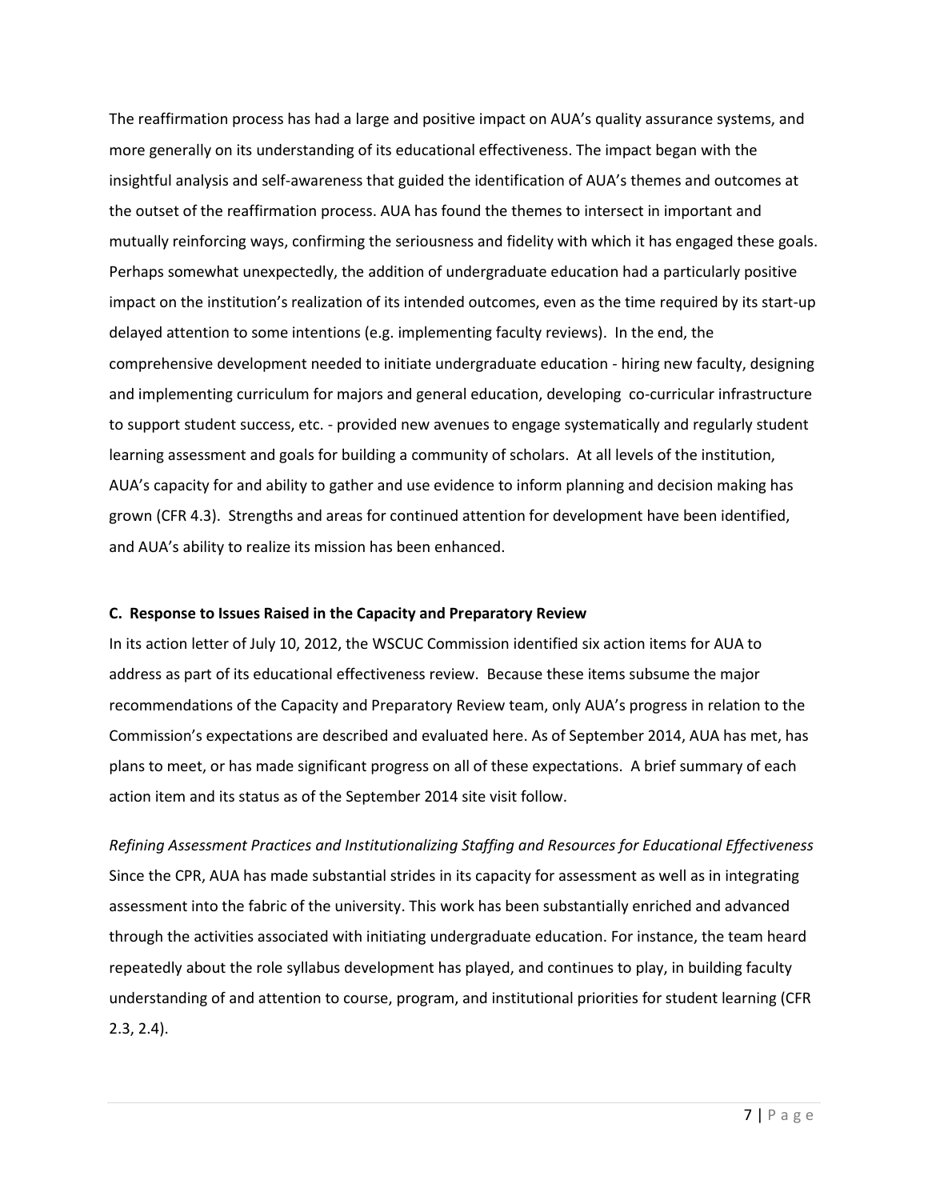The reaffirmation process has had a large and positive impact on AUA's quality assurance systems, and more generally on its understanding of its educational effectiveness. The impact began with the insightful analysis and self-awareness that guided the identification of AUA's themes and outcomes at the outset of the reaffirmation process. AUA has found the themes to intersect in important and mutually reinforcing ways, confirming the seriousness and fidelity with which it has engaged these goals. Perhaps somewhat unexpectedly, the addition of undergraduate education had a particularly positive impact on the institution's realization of its intended outcomes, even as the time required by its start-up delayed attention to some intentions (e.g. implementing faculty reviews). In the end, the comprehensive development needed to initiate undergraduate education - hiring new faculty, designing and implementing curriculum for majors and general education, developing co-curricular infrastructure to support student success, etc. - provided new avenues to engage systematically and regularly student learning assessment and goals for building a community of scholars. At all levels of the institution, AUA's capacity for and ability to gather and use evidence to inform planning and decision making has grown (CFR 4.3). Strengths and areas for continued attention for development have been identified, and AUA's ability to realize its mission has been enhanced.

**C. Response to Issues Raised in the Capacity and Preparatory Review**

In its action letter of July 10, 2012, the WSCUC Commission identified six action items for AUA to address as part of its educational effectiveness review. Because these items subsume the major recommendations of the Capacity and Preparatory Review team, only AUA's progress in relation to the Commission's expectations are described and evaluated here. As of September 2014, AUA has met, has plans to meet, or has made significant progress on all of these expectations. A brief summary of each action item and its status as of the September 2014 site visit follow.

*Refining Assessment Practices and Institutionalizing Staffing and Resources for Educational Effectiveness*

Since the CPR, AUA has made substantial strides in its capacity for assessment as well as in integrating assessment into the fabric of the university. This work has been substantially enriched and advanced through the activities associated with initiating undergraduate education. For instance, the team heard repeatedly about the role syllabus development has played, and continues to play, in building faculty understanding of and attention to course, program, and institutional priorities for student learning (CFR 2.3, 2.4).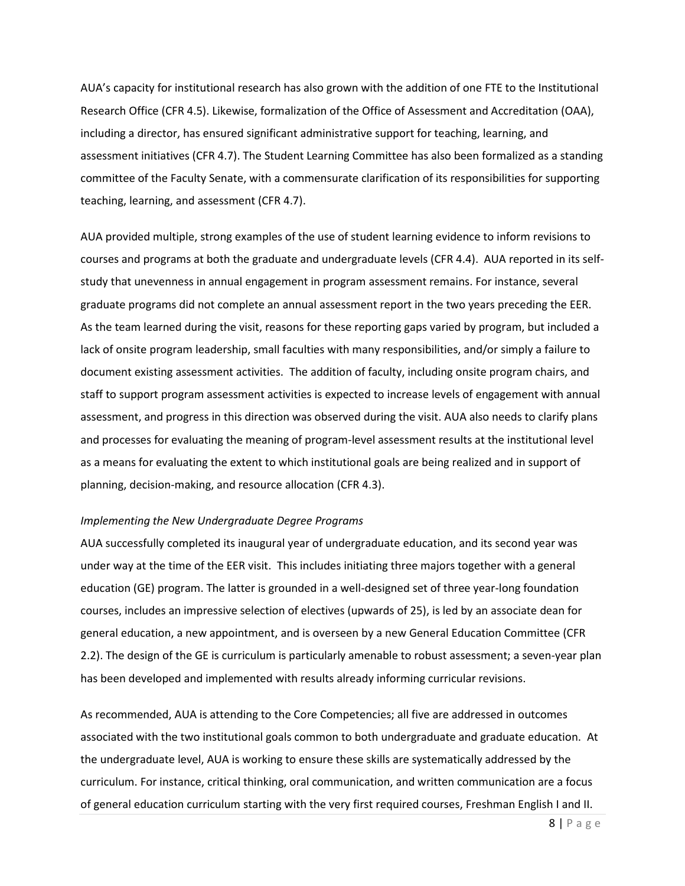AUA's capacity for institutional research has also grown with the addition of one FTE to the Institutional Research Office (CFR 4.5). Likewise, formalization of the Office of Assessment and Accreditation (OAA), including a director, has ensured significant administrative support for teaching, learning, and assessment initiatives (CFR 4.7). The Student Learning Committee has also been formalized as a standing committee of the Faculty Senate, with a commensurate clarification of its responsibilities for supporting teaching, learning, and assessment (CFR 4.7).

AUA provided multiple, strong examples of the use of student learning evidence to inform revisions to courses and programs at both the graduate and undergraduate levels (CFR 4.4). AUA reported in its self-study that unevenness in annual engagement in program assessment remains. For instance, several graduate programs did not complete an annual assessment report in the two years preceding the EER. As the team learned during the visit, reasons for these reporting gaps varied by program, but included a lack of onsite program leadership, small faculties with many responsibilities, and/or simply a failure to document existing assessment activities. The addition of faculty, including onsite program chairs, and staff to support program assessment activities is expected to increase levels of engagement with annual assessment, and progress in this direction was observed during the visit. AUA also needs to clarify plans and processes for evaluating the meaning of program-level assessment results at the institutional level as a means for evaluating the extent to which institutional goals are being realized and in support of planning, decision-making, and resource allocation (CFR 4.3).

*Implementing the New Undergraduate Degree Programs*

AUA successfully completed its inaugural year of undergraduate education, and its second year was under way at the time of the EER visit. This includes initiating three majors together with a general education (GE) program. The latter is grounded in a well-designed set of three year-long foundation courses, includes an impressive selection of electives (upwards of 25), is led by an associate dean for general education, a new appointment, and is overseen by a new General Education Committee (CFR 2.2). The design of the GE is curriculum is particularly amenable to robust assessment; a seven-year plan has been developed and implemented with results already informing curricular revisions.

As recommended, AUA is attending to the Core Competencies; all five are addressed in outcomes associated with the two institutional goals common to both undergraduate and graduate education. At the undergraduate level, AUA is working to ensure these skills are systematically addressed by the curriculum. For instance, critical thinking, oral communication, and written communication are a focus of general education curriculum starting with the very first required courses, Freshman English I and II.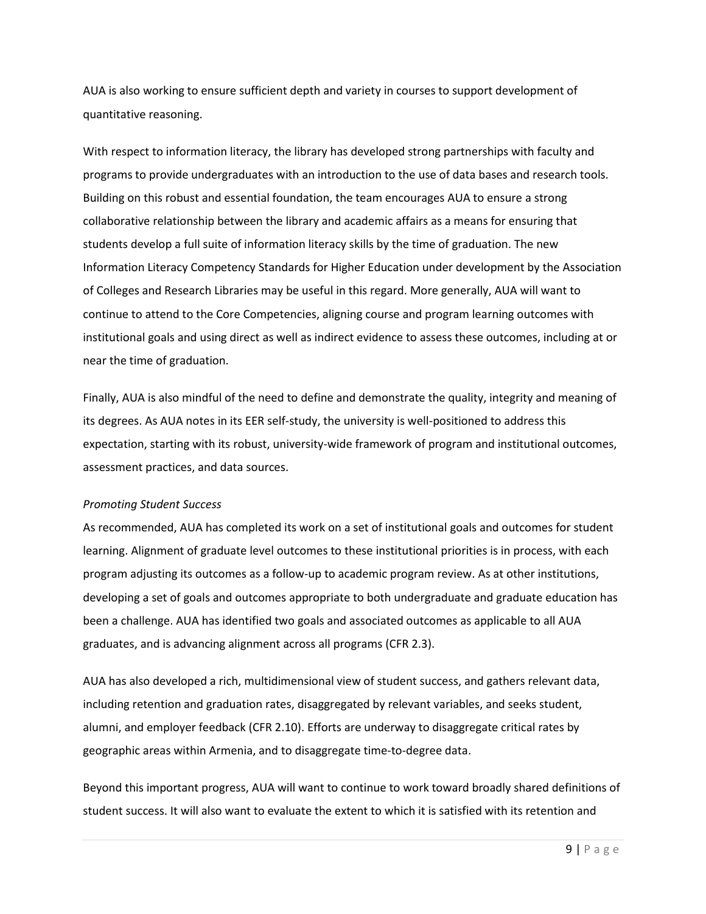AUA is also working to ensure sufficient depth and variety in courses to support development of quantitative reasoning.

With respect to information literacy, the library has developed strong partnerships with faculty and programs to provide undergraduates with an introduction to the use of data bases and research tools. Building on this robust and essential foundation, the team encourages AUA to ensure a strong collaborative relationship between the library and academic affairs as a means for ensuring that students develop a full suite of information literacy skills by the time of graduation. The new Information Literacy Competency Standards for Higher Education under development by the Association of Colleges and Research Libraries may be useful in this regard. More generally, AUA will want to continue to attend to the Core Competencies, aligning course and program learning outcomes with institutional goals and using direct as well as indirect evidence to assess these outcomes, including at or near the time of graduation.

Finally, AUA is also mindful of the need to define and demonstrate the quality, integrity and meaning of its degrees. As AUA notes in its EER self-study, the university is well-positioned to address this expectation, starting with its robust, university-wide framework of program and institutional outcomes, assessment practices, and data sources.

*Promoting Student Success*

As recommended, AUA has completed its work on a set of institutional goals and outcomes for student learning. Alignment of graduate level outcomes to these institutional priorities is in process, with each program adjusting its outcomes as a follow-up to academic program review. As at other institutions, developing a set of goals and outcomes appropriate to both undergraduate and graduate education has been a challenge. AUA has identified two goals and associated outcomes as applicable to all AUA graduates, and is advancing alignment across all programs (CFR 2.3).

AUA has also developed a rich, multidimensional view of student success, and gathers relevant data, including retention and graduation rates, disaggregated by relevant variables, and seeks student, alumni, and employer feedback (CFR 2.10). Efforts are underway to disaggregate critical rates by geographic areas within Armenia, and to disaggregate time-to-degree data.

Beyond this important progress, AUA will want to continue to work toward broadly shared definitions of student success. It will also want to evaluate the extent to which it is satisfied with its retention and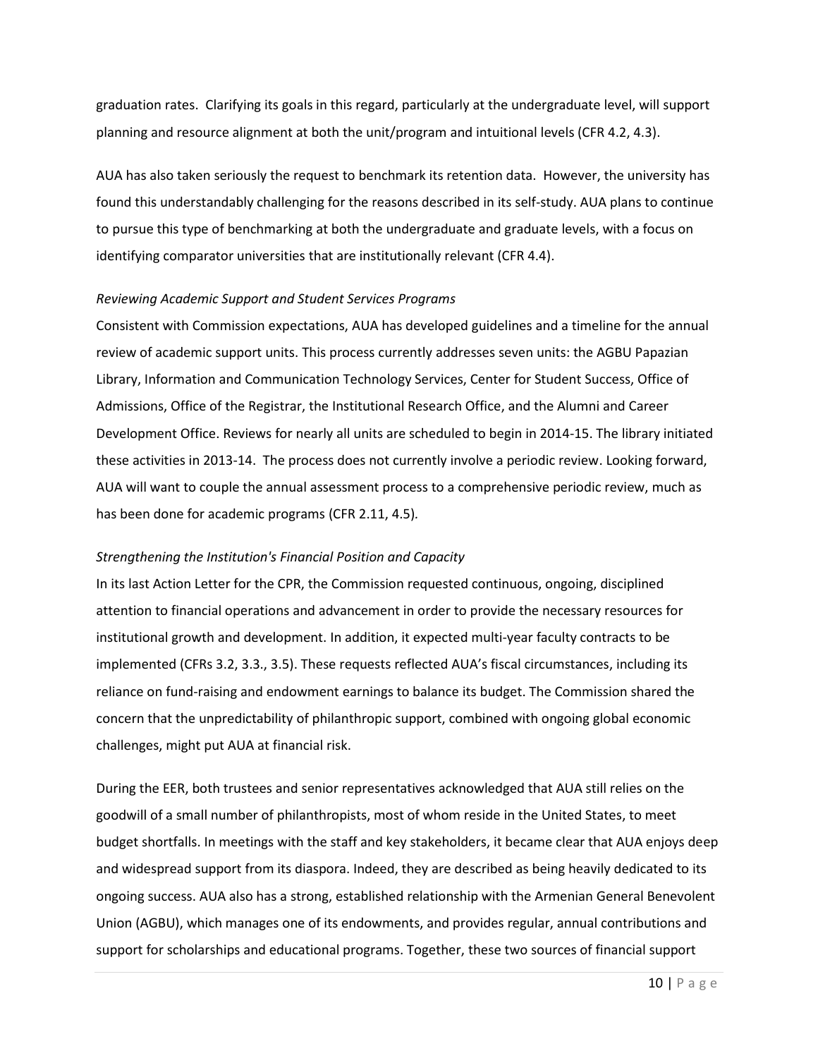graduation rates. Clarifying its goals in this regard, particularly at the undergraduate level, will support planning and resource alignment at both the unit/program and intuitional levels (CFR 4.2, 4.3).

AUA has also taken seriously the request to benchmark its retention data. However, the university has found this understandably challenging for the reasons described in its self-study. AUA plans to continue to pursue this type of benchmarking at both the undergraduate and graduate levels, with a focus on identifying comparator universities that are institutionally relevant (CFR 4.4).

*Reviewing Academic Support and Student Services Programs*

Consistent with Commission expectations, AUA has developed guidelines and a timeline for the annual review of academic support units. This process currently addresses seven units: the AGBU Papazian Library, Information and Communication Technology Services, Center for Student Success, Office of Admissions, Office of the Registrar, the Institutional Research Office, and the Alumni and Career Development Office. Reviews for nearly all units are scheduled to begin in 2014-15. The library initiated these activities in 2013-14. The process does not currently involve a periodic review. Looking forward, AUA will want to couple the annual assessment process to a comprehensive periodic review, much as has been done for academic programs (CFR 2.11, 4.5).

*Strengthening the Institution's Financial Position and Capacity*

In its last Action Letter for the CPR, the Commission requested continuous, ongoing, disciplined attention to financial operations and advancement in order to provide the necessary resources for institutional growth and development. In addition, it expected multi-year faculty contracts to be implemented (CFRs 3.2, 3.3., 3.5). These requests reflected AUA's fiscal circumstances, including its reliance on fund-raising and endowment earnings to balance its budget. The Commission shared the concern that the unpredictability of philanthropic support, combined with ongoing global economic challenges, might put AUA at financial risk.

During the EER, both trustees and senior representatives acknowledged that AUA still relies on the goodwill of a small number of philanthropists, most of whom reside in the United States, to meet budget shortfalls. In meetings with the staff and key stakeholders, it became clear that AUA enjoys deep and widespread support from its diaspora. Indeed, they are described as being heavily dedicated to its ongoing success. AUA also has a strong, established relationship with the Armenian General Benevolent Union (AGBU), which manages one of its endowments, and provides regular, annual contributions and support for scholarships and educational programs. Together, these two sources of financial support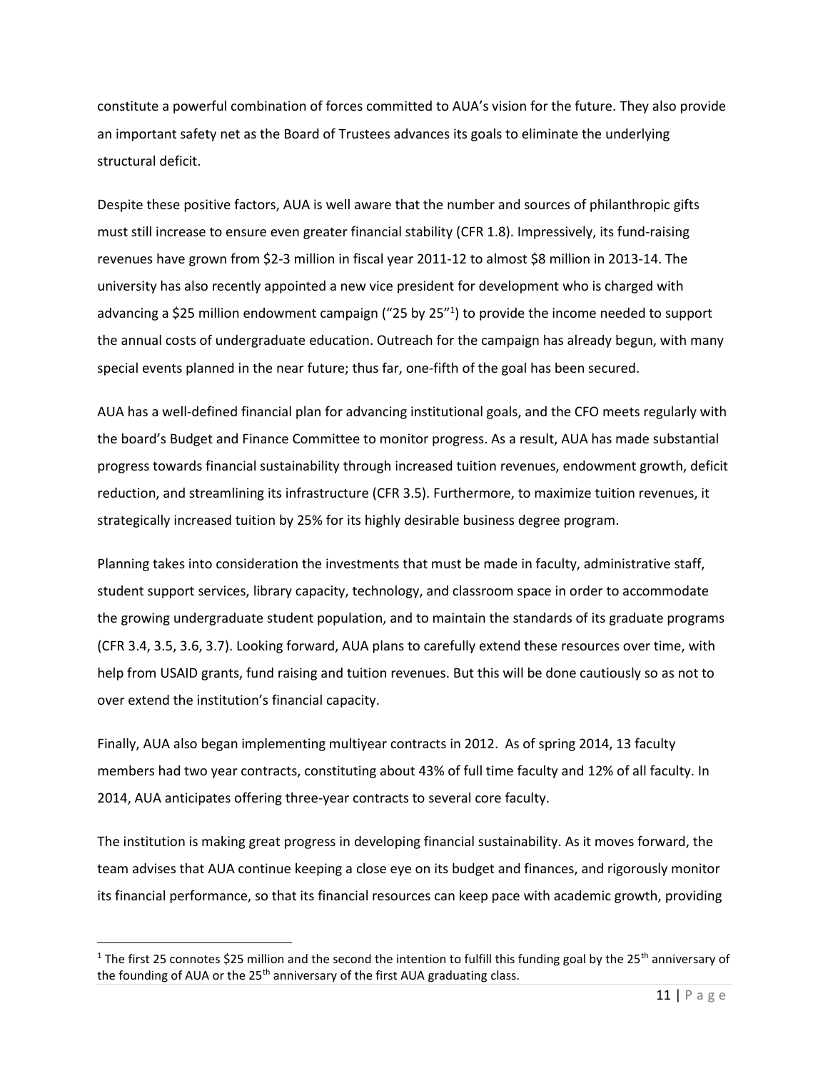constitute a powerful combination of forces committed to AUA's vision for the future. They also provide an important safety net as the Board of Trustees advances its goals to eliminate the underlying structural deficit.

Despite these positive factors, AUA is well aware that the number and sources of philanthropic gifts must still increase to ensure even greater financial stability (CFR 1.8). Impressively, its fund-raising revenues have grown from $2-3 million in fiscal year 2011-12 to almost $8 million in 2013-14. The university has also recently appointed a new vice president for development who is charged with advancing a $25 million endowment campaign ("25 by 25"[1]) to provide the income needed to support the annual costs of undergraduate education. Outreach for the campaign has already begun, with many special events planned in the near future; thus far, one-fifth of the goal has been secured.

AUA has a well-defined financial plan for advancing institutional goals, and the CFO meets regularly with the board's Budget and Finance Committee to monitor progress. As a result, AUA has made substantial progress towards financial sustainability through increased tuition revenues, endowment growth, deficit reduction, and streamlining its infrastructure (CFR 3.5). Furthermore, to maximize tuition revenues, it strategically increased tuition by 25% for its highly desirable business degree program.

Planning takes into consideration the investments that must be made in faculty, administrative staff, student support services, library capacity, technology, and classroom space in order to accommodate the growing undergraduate student population, and to maintain the standards of its graduate programs (CFR 3.4, 3.5, 3.6, 3.7). Looking forward, AUA plans to carefully extend these resources over time, with help from USAID grants, fund raising and tuition revenues. But this will be done cautiously so as not to over extend the institution's financial capacity.

Finally, AUA also began implementing multiyear contracts in 2012. As of spring 2014, 13 faculty members had two year contracts, constituting about 43% of full time faculty and 12% of all faculty. In 2014, AUA anticipates offering three-year contracts to several core faculty.

The institution is making great progress in developing financial sustainability. As it moves forward, the team advises that AUA continue keeping a close eye on its budget and finances, and rigorously monitor its financial performance, so that its financial resources can keep pace with academic growth, providing

[1] The first 25 connotes $25 million and the second the intention to fulfill this funding goal by the 25th anniversary of the founding of AUA or the 25th anniversary of the first AUA graduating class.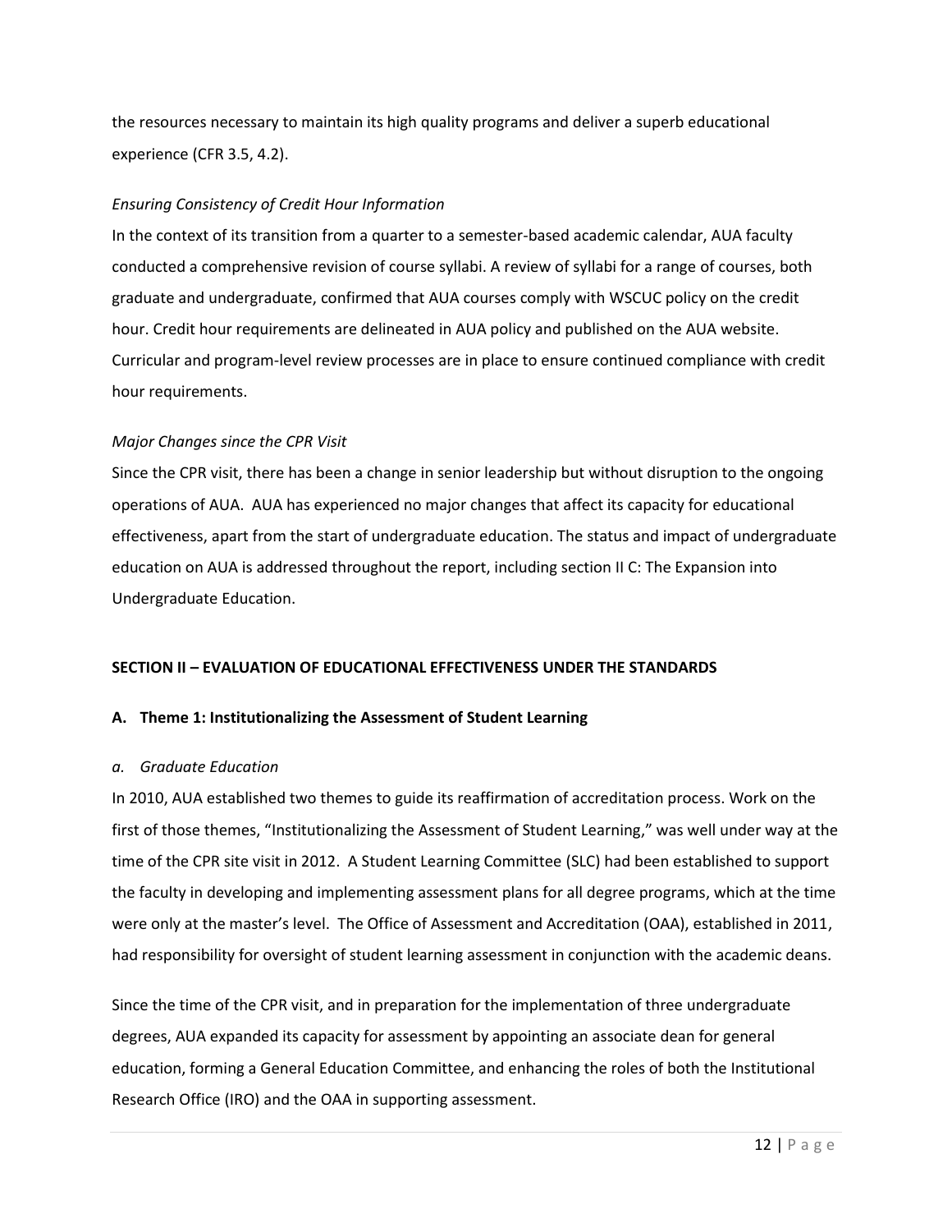the resources necessary to maintain its high quality programs and deliver a superb educational experience (CFR 3.5, 4.2).

*Ensuring Consistency of Credit Hour Information*

In the context of its transition from a quarter to a semester-based academic calendar, AUA faculty conducted a comprehensive revision of course syllabi. A review of syllabi for a range of courses, both graduate and undergraduate, confirmed that AUA courses comply with WSCUC policy on the credit hour. Credit hour requirements are delineated in AUA policy and published on the AUA website. Curricular and program-level review processes are in place to ensure continued compliance with credit hour requirements.

*Major Changes since the CPR Visit*

Since the CPR visit, there has been a change in senior leadership but without disruption to the ongoing operations of AUA. AUA has experienced no major changes that affect its capacity for educational effectiveness, apart from the start of undergraduate education. The status and impact of undergraduate education on AUA is addressed throughout the report, including section II C: The Expansion into Undergraduate Education.

## SECTION II – EVALUATION OF EDUCATIONAL EFFECTIVENESS UNDER THE STANDARDS

### A. Theme 1: Institutionalizing the Assessment of Student Learning

*a. Graduate Education*

In 2010, AUA established two themes to guide its reaffirmation of accreditation process. Work on the first of those themes, "Institutionalizing the Assessment of Student Learning," was well under way at the time of the CPR site visit in 2012. A Student Learning Committee (SLC) had been established to support the faculty in developing and implementing assessment plans for all degree programs, which at the time were only at the master's level. The Office of Assessment and Accreditation (OAA), established in 2011, had responsibility for oversight of student learning assessment in conjunction with the academic deans.

Since the time of the CPR visit, and in preparation for the implementation of three undergraduate degrees, AUA expanded its capacity for assessment by appointing an associate dean for general education, forming a General Education Committee, and enhancing the roles of both the Institutional Research Office (IRO) and the OAA in supporting assessment.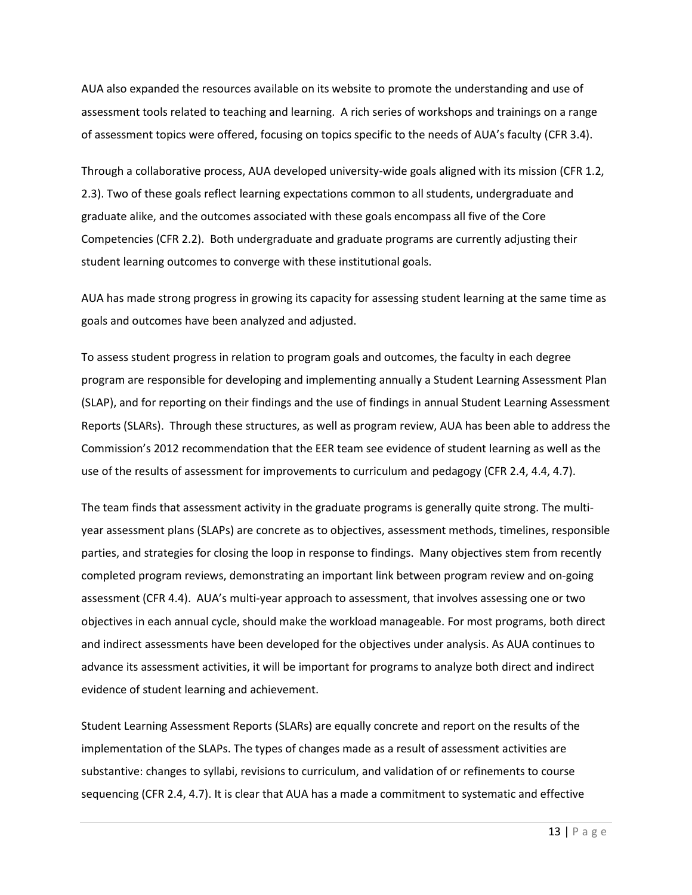AUA also expanded the resources available on its website to promote the understanding and use of assessment tools related to teaching and learning. A rich series of workshops and trainings on a range of assessment topics were offered, focusing on topics specific to the needs of AUA's faculty (CFR 3.4).

Through a collaborative process, AUA developed university-wide goals aligned with its mission (CFR 1.2, 2.3). Two of these goals reflect learning expectations common to all students, undergraduate and graduate alike, and the outcomes associated with these goals encompass all five of the Core Competencies (CFR 2.2). Both undergraduate and graduate programs are currently adjusting their student learning outcomes to converge with these institutional goals.

AUA has made strong progress in growing its capacity for assessing student learning at the same time as goals and outcomes have been analyzed and adjusted.

To assess student progress in relation to program goals and outcomes, the faculty in each degree program are responsible for developing and implementing annually a Student Learning Assessment Plan (SLAP), and for reporting on their findings and the use of findings in annual Student Learning Assessment Reports (SLARs). Through these structures, as well as program review, AUA has been able to address the Commission's 2012 recommendation that the EER team see evidence of student learning as well as the use of the results of assessment for improvements to curriculum and pedagogy (CFR 2.4, 4.4, 4.7).

The team finds that assessment activity in the graduate programs is generally quite strong. The multi-year assessment plans (SLAPs) are concrete as to objectives, assessment methods, timelines, responsible parties, and strategies for closing the loop in response to findings. Many objectives stem from recently completed program reviews, demonstrating an important link between program review and on-going assessment (CFR 4.4). AUA's multi-year approach to assessment, that involves assessing one or two objectives in each annual cycle, should make the workload manageable. For most programs, both direct and indirect assessments have been developed for the objectives under analysis. As AUA continues to advance its assessment activities, it will be important for programs to analyze both direct and indirect evidence of student learning and achievement.

Student Learning Assessment Reports (SLARs) are equally concrete and report on the results of the implementation of the SLAPs. The types of changes made as a result of assessment activities are substantive: changes to syllabi, revisions to curriculum, and validation of or refinements to course sequencing (CFR 2.4, 4.7). It is clear that AUA has a made a commitment to systematic and effective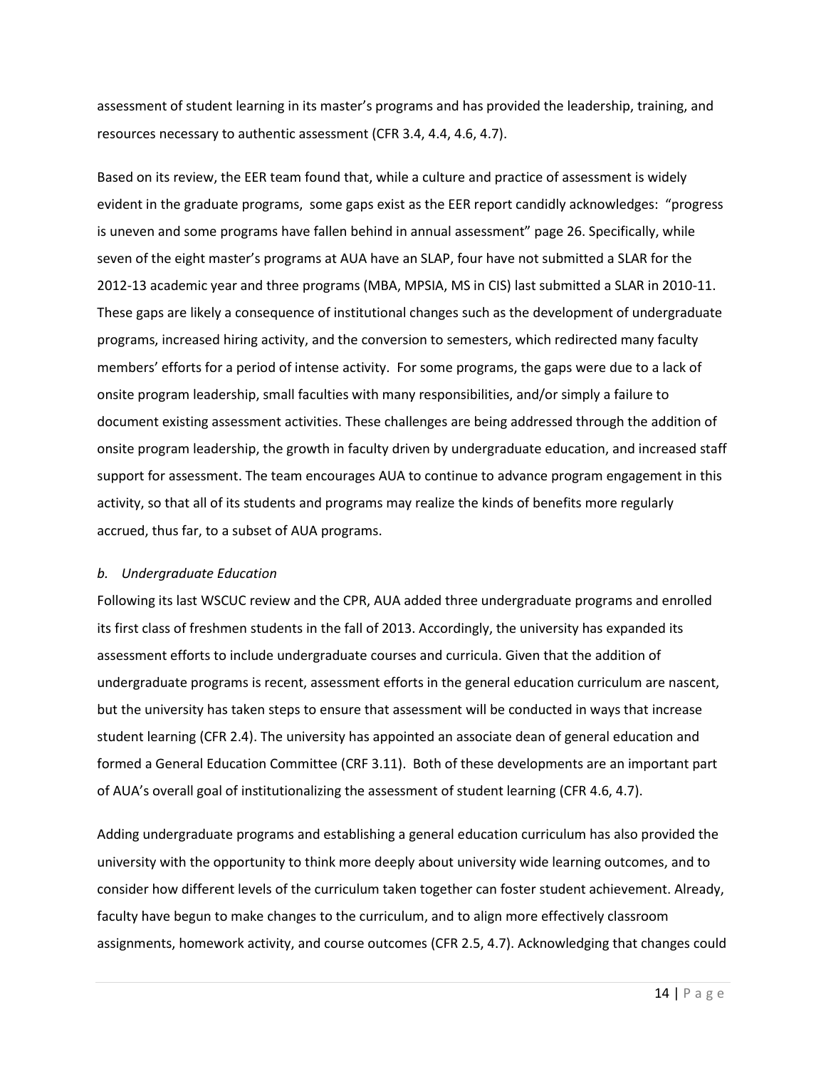assessment of student learning in its master's programs and has provided the leadership, training, and resources necessary to authentic assessment (CFR 3.4, 4.4, 4.6, 4.7).

Based on its review, the EER team found that, while a culture and practice of assessment is widely evident in the graduate programs, some gaps exist as the EER report candidly acknowledges: "progress is uneven and some programs have fallen behind in annual assessment" page 26. Specifically, while seven of the eight master's programs at AUA have an SLAP, four have not submitted a SLAR for the 2012-13 academic year and three programs (MBA, MPSIA, MS in CIS) last submitted a SLAR in 2010-11. These gaps are likely a consequence of institutional changes such as the development of undergraduate programs, increased hiring activity, and the conversion to semesters, which redirected many faculty members' efforts for a period of intense activity. For some programs, the gaps were due to a lack of onsite program leadership, small faculties with many responsibilities, and/or simply a failure to document existing assessment activities. These challenges are being addressed through the addition of onsite program leadership, the growth in faculty driven by undergraduate education, and increased staff support for assessment. The team encourages AUA to continue to advance program engagement in this activity, so that all of its students and programs may realize the kinds of benefits more regularly accrued, thus far, to a subset of AUA programs.

*b. Undergraduate Education*

Following its last WSCUC review and the CPR, AUA added three undergraduate programs and enrolled its first class of freshmen students in the fall of 2013. Accordingly, the university has expanded its assessment efforts to include undergraduate courses and curricula. Given that the addition of undergraduate programs is recent, assessment efforts in the general education curriculum are nascent, but the university has taken steps to ensure that assessment will be conducted in ways that increase student learning (CFR 2.4). The university has appointed an associate dean of general education and formed a General Education Committee (CRF 3.11). Both of these developments are an important part of AUA's overall goal of institutionalizing the assessment of student learning (CFR 4.6, 4.7).

Adding undergraduate programs and establishing a general education curriculum has also provided the university with the opportunity to think more deeply about university wide learning outcomes, and to consider how different levels of the curriculum taken together can foster student achievement. Already, faculty have begun to make changes to the curriculum, and to align more effectively classroom assignments, homework activity, and course outcomes (CFR 2.5, 4.7). Acknowledging that changes could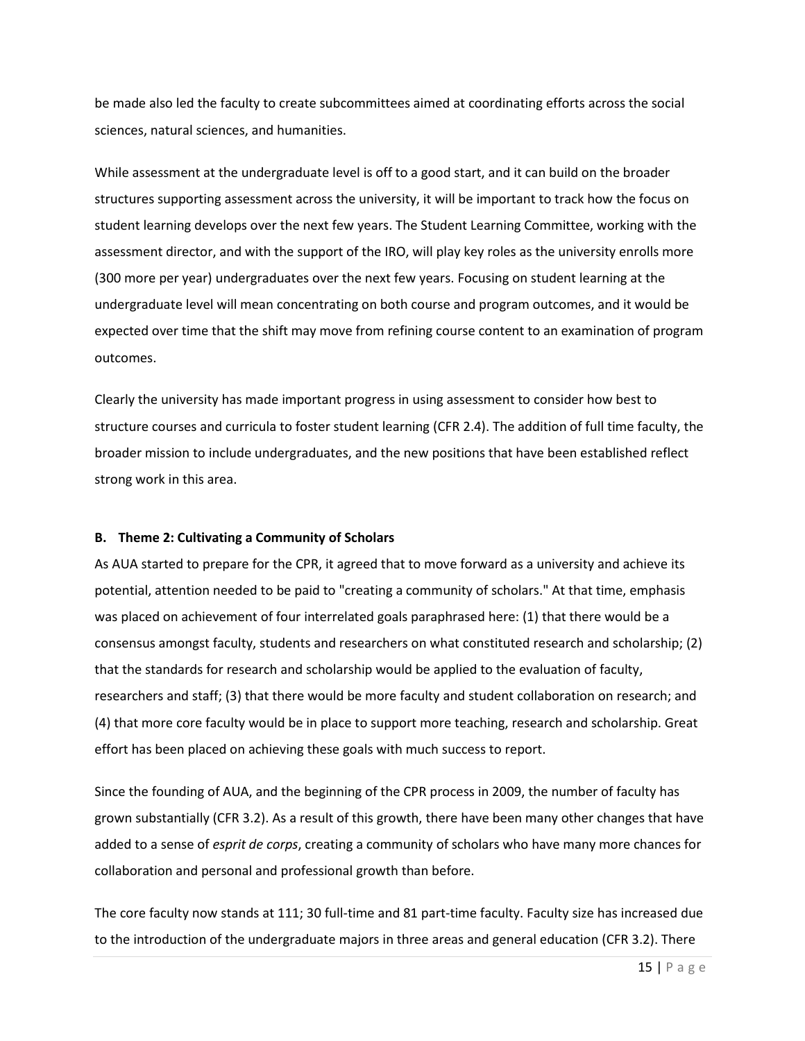be made also led the faculty to create subcommittees aimed at coordinating efforts across the social sciences, natural sciences, and humanities.

While assessment at the undergraduate level is off to a good start, and it can build on the broader structures supporting assessment across the university, it will be important to track how the focus on student learning develops over the next few years. The Student Learning Committee, working with the assessment director, and with the support of the IRO, will play key roles as the university enrolls more (300 more per year) undergraduates over the next few years. Focusing on student learning at the undergraduate level will mean concentrating on both course and program outcomes, and it would be expected over time that the shift may move from refining course content to an examination of program outcomes.

Clearly the university has made important progress in using assessment to consider how best to structure courses and curricula to foster student learning (CFR 2.4). The addition of full time faculty, the broader mission to include undergraduates, and the new positions that have been established reflect strong work in this area.

### B. Theme 2: Cultivating a Community of Scholars

As AUA started to prepare for the CPR, it agreed that to move forward as a university and achieve its potential, attention needed to be paid to "creating a community of scholars." At that time, emphasis was placed on achievement of four interrelated goals paraphrased here: (1) that there would be a consensus amongst faculty, students and researchers on what constituted research and scholarship; (2) that the standards for research and scholarship would be applied to the evaluation of faculty, researchers and staff; (3) that there would be more faculty and student collaboration on research; and (4) that more core faculty would be in place to support more teaching, research and scholarship. Great effort has been placed on achieving these goals with much success to report.

Since the founding of AUA, and the beginning of the CPR process in 2009, the number of faculty has grown substantially (CFR 3.2). As a result of this growth, there have been many other changes that have added to a sense of *esprit de corps*, creating a community of scholars who have many more chances for collaboration and personal and professional growth than before.

The core faculty now stands at 111; 30 full-time and 81 part-time faculty. Faculty size has increased due to the introduction of the undergraduate majors in three areas and general education (CFR 3.2). There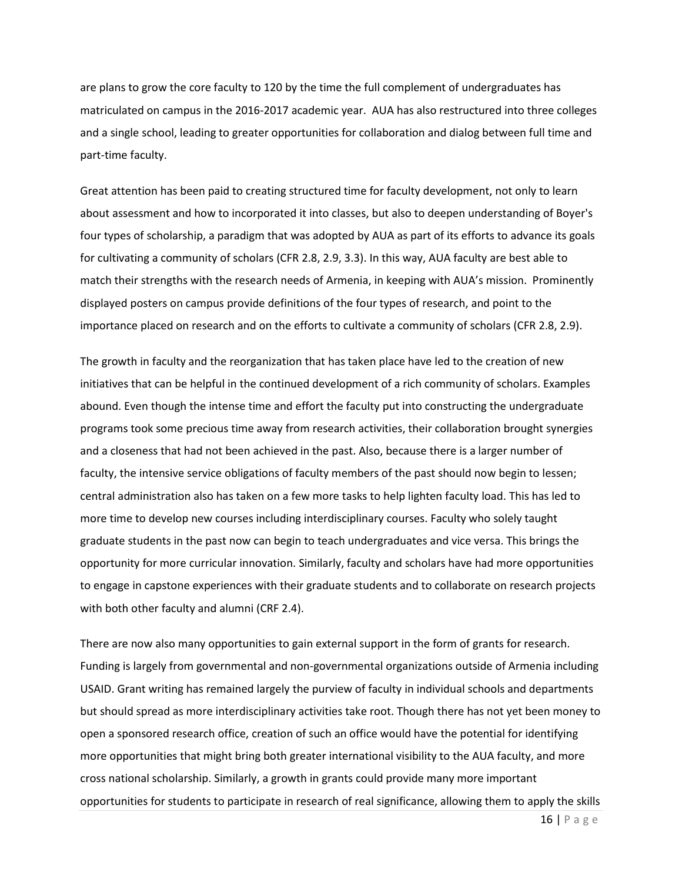are plans to grow the core faculty to 120 by the time the full complement of undergraduates has matriculated on campus in the 2016-2017 academic year. AUA has also restructured into three colleges and a single school, leading to greater opportunities for collaboration and dialog between full time and part-time faculty.

Great attention has been paid to creating structured time for faculty development, not only to learn about assessment and how to incorporated it into classes, but also to deepen understanding of Boyer's four types of scholarship, a paradigm that was adopted by AUA as part of its efforts to advance its goals for cultivating a community of scholars (CFR 2.8, 2.9, 3.3). In this way, AUA faculty are best able to match their strengths with the research needs of Armenia, in keeping with AUA's mission. Prominently displayed posters on campus provide definitions of the four types of research, and point to the importance placed on research and on the efforts to cultivate a community of scholars (CFR 2.8, 2.9).

The growth in faculty and the reorganization that has taken place have led to the creation of new initiatives that can be helpful in the continued development of a rich community of scholars. Examples abound. Even though the intense time and effort the faculty put into constructing the undergraduate programs took some precious time away from research activities, their collaboration brought synergies and a closeness that had not been achieved in the past. Also, because there is a larger number of faculty, the intensive service obligations of faculty members of the past should now begin to lessen; central administration also has taken on a few more tasks to help lighten faculty load. This has led to more time to develop new courses including interdisciplinary courses. Faculty who solely taught graduate students in the past now can begin to teach undergraduates and vice versa. This brings the opportunity for more curricular innovation. Similarly, faculty and scholars have had more opportunities to engage in capstone experiences with their graduate students and to collaborate on research projects with both other faculty and alumni (CRF 2.4).

There are now also many opportunities to gain external support in the form of grants for research. Funding is largely from governmental and non-governmental organizations outside of Armenia including USAID. Grant writing has remained largely the purview of faculty in individual schools and departments but should spread as more interdisciplinary activities take root. Though there has not yet been money to open a sponsored research office, creation of such an office would have the potential for identifying more opportunities that might bring both greater international visibility to the AUA faculty, and more cross national scholarship. Similarly, a growth in grants could provide many more important opportunities for students to participate in research of real significance, allowing them to apply the skills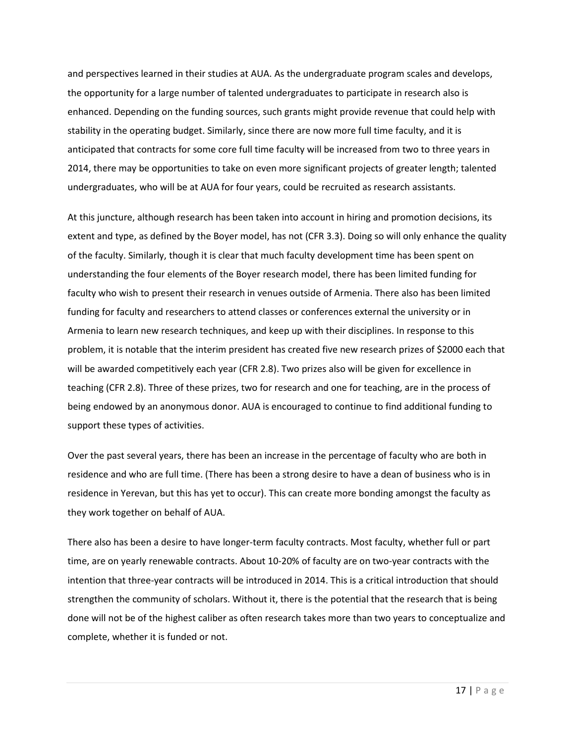and perspectives learned in their studies at AUA. As the undergraduate program scales and develops, the opportunity for a large number of talented undergraduates to participate in research also is enhanced. Depending on the funding sources, such grants might provide revenue that could help with stability in the operating budget. Similarly, since there are now more full time faculty, and it is anticipated that contracts for some core full time faculty will be increased from two to three years in 2014, there may be opportunities to take on even more significant projects of greater length; talented undergraduates, who will be at AUA for four years, could be recruited as research assistants.

At this juncture, although research has been taken into account in hiring and promotion decisions, its extent and type, as defined by the Boyer model, has not (CFR 3.3). Doing so will only enhance the quality of the faculty. Similarly, though it is clear that much faculty development time has been spent on understanding the four elements of the Boyer research model, there has been limited funding for faculty who wish to present their research in venues outside of Armenia. There also has been limited funding for faculty and researchers to attend classes or conferences external the university or in Armenia to learn new research techniques, and keep up with their disciplines. In response to this problem, it is notable that the interim president has created five new research prizes of $2000 each that will be awarded competitively each year (CFR 2.8). Two prizes also will be given for excellence in teaching (CFR 2.8). Three of these prizes, two for research and one for teaching, are in the process of being endowed by an anonymous donor. AUA is encouraged to continue to find additional funding to support these types of activities.

Over the past several years, there has been an increase in the percentage of faculty who are both in residence and who are full time. (There has been a strong desire to have a dean of business who is in residence in Yerevan, but this has yet to occur). This can create more bonding amongst the faculty as they work together on behalf of AUA.

There also has been a desire to have longer-term faculty contracts. Most faculty, whether full or part time, are on yearly renewable contracts. About 10-20% of faculty are on two-year contracts with the intention that three-year contracts will be introduced in 2014. This is a critical introduction that should strengthen the community of scholars. Without it, there is the potential that the research that is being done will not be of the highest caliber as often research takes more than two years to conceptualize and complete, whether it is funded or not.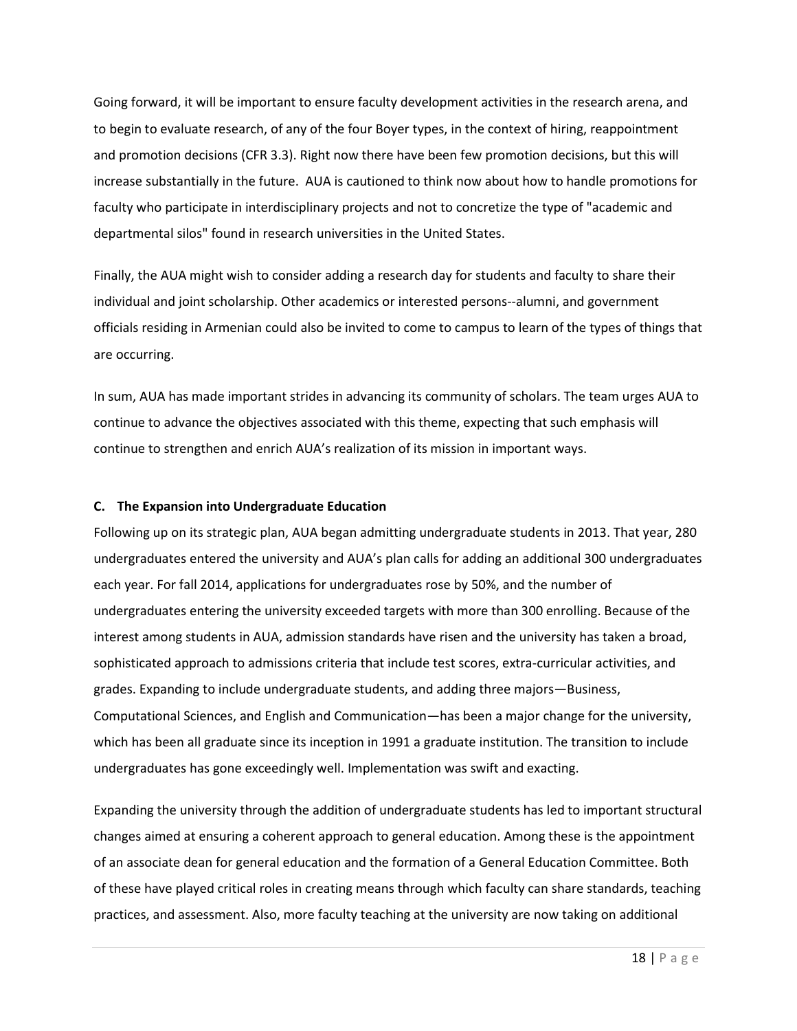Going forward, it will be important to ensure faculty development activities in the research arena, and to begin to evaluate research, of any of the four Boyer types, in the context of hiring, reappointment and promotion decisions (CFR 3.3). Right now there have been few promotion decisions, but this will increase substantially in the future. AUA is cautioned to think now about how to handle promotions for faculty who participate in interdisciplinary projects and not to concretize the type of "academic and departmental silos" found in research universities in the United States.

Finally, the AUA might wish to consider adding a research day for students and faculty to share their individual and joint scholarship. Other academics or interested persons--alumni, and government officials residing in Armenian could also be invited to come to campus to learn of the types of things that are occurring.

In sum, AUA has made important strides in advancing its community of scholars. The team urges AUA to continue to advance the objectives associated with this theme, expecting that such emphasis will continue to strengthen and enrich AUA's realization of its mission in important ways.

### C. The Expansion into Undergraduate Education

Following up on its strategic plan, AUA began admitting undergraduate students in 2013. That year, 280 undergraduates entered the university and AUA's plan calls for adding an additional 300 undergraduates each year. For fall 2014, applications for undergraduates rose by 50%, and the number of undergraduates entering the university exceeded targets with more than 300 enrolling. Because of the interest among students in AUA, admission standards have risen and the university has taken a broad, sophisticated approach to admissions criteria that include test scores, extra-curricular activities, and grades. Expanding to include undergraduate students, and adding three majors—Business, Computational Sciences, and English and Communication—has been a major change for the university, which has been all graduate since its inception in 1991 a graduate institution. The transition to include undergraduates has gone exceedingly well. Implementation was swift and exacting.

Expanding the university through the addition of undergraduate students has led to important structural changes aimed at ensuring a coherent approach to general education. Among these is the appointment of an associate dean for general education and the formation of a General Education Committee. Both of these have played critical roles in creating means through which faculty can share standards, teaching practices, and assessment. Also, more faculty teaching at the university are now taking on additional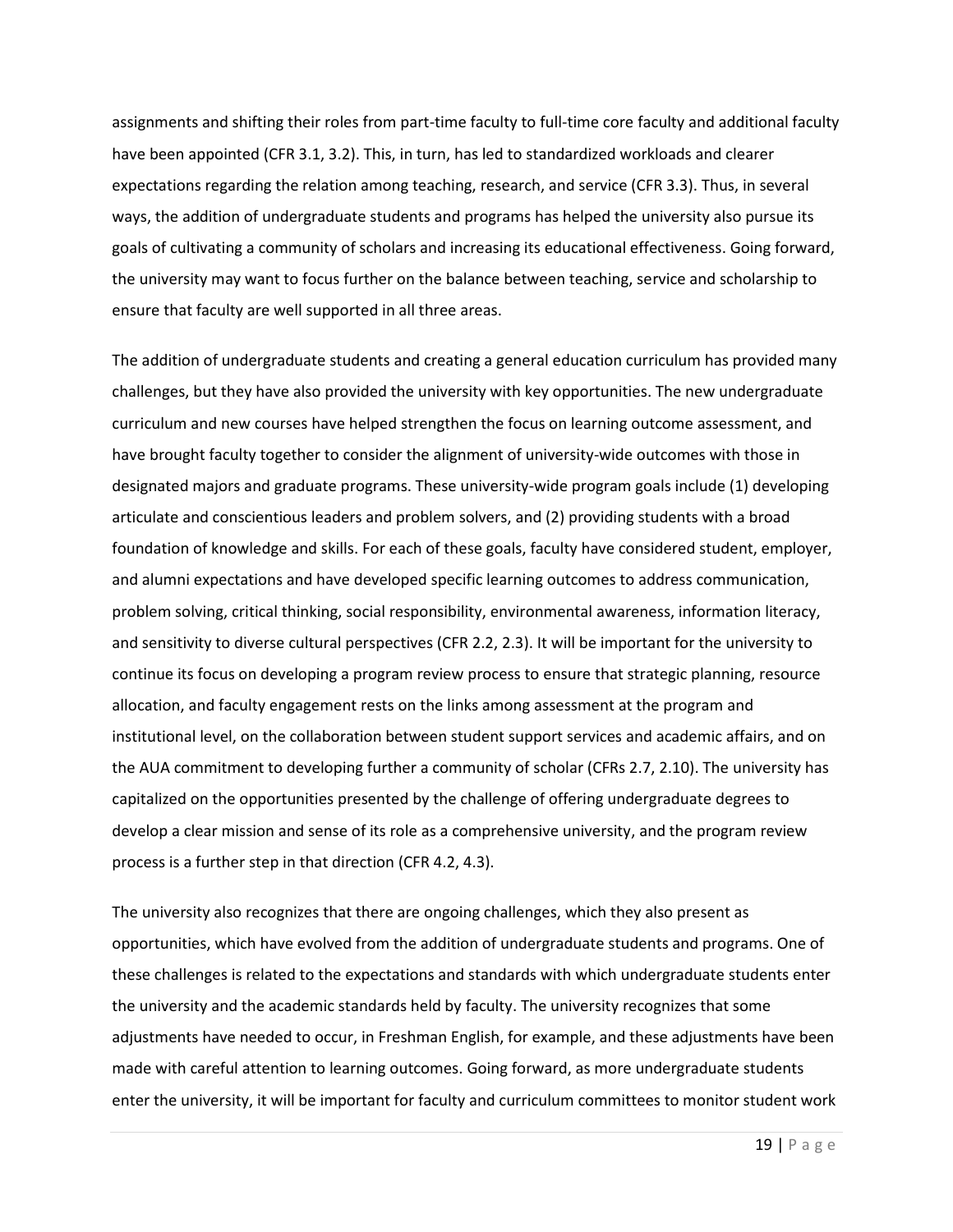assignments and shifting their roles from part-time faculty to full-time core faculty and additional faculty have been appointed (CFR 3.1, 3.2). This, in turn, has led to standardized workloads and clearer expectations regarding the relation among teaching, research, and service (CFR 3.3). Thus, in several ways, the addition of undergraduate students and programs has helped the university also pursue its goals of cultivating a community of scholars and increasing its educational effectiveness. Going forward, the university may want to focus further on the balance between teaching, service and scholarship to ensure that faculty are well supported in all three areas.

The addition of undergraduate students and creating a general education curriculum has provided many challenges, but they have also provided the university with key opportunities. The new undergraduate curriculum and new courses have helped strengthen the focus on learning outcome assessment, and have brought faculty together to consider the alignment of university-wide outcomes with those in designated majors and graduate programs. These university-wide program goals include (1) developing articulate and conscientious leaders and problem solvers, and (2) providing students with a broad foundation of knowledge and skills. For each of these goals, faculty have considered student, employer, and alumni expectations and have developed specific learning outcomes to address communication, problem solving, critical thinking, social responsibility, environmental awareness, information literacy, and sensitivity to diverse cultural perspectives (CFR 2.2, 2.3). It will be important for the university to continue its focus on developing a program review process to ensure that strategic planning, resource allocation, and faculty engagement rests on the links among assessment at the program and institutional level, on the collaboration between student support services and academic affairs, and on the AUA commitment to developing further a community of scholar (CFRs 2.7, 2.10). The university has capitalized on the opportunities presented by the challenge of offering undergraduate degrees to develop a clear mission and sense of its role as a comprehensive university, and the program review process is a further step in that direction (CFR 4.2, 4.3).

The university also recognizes that there are ongoing challenges, which they also present as opportunities, which have evolved from the addition of undergraduate students and programs. One of these challenges is related to the expectations and standards with which undergraduate students enter the university and the academic standards held by faculty. The university recognizes that some adjustments have needed to occur, in Freshman English, for example, and these adjustments have been made with careful attention to learning outcomes. Going forward, as more undergraduate students enter the university, it will be important for faculty and curriculum committees to monitor student work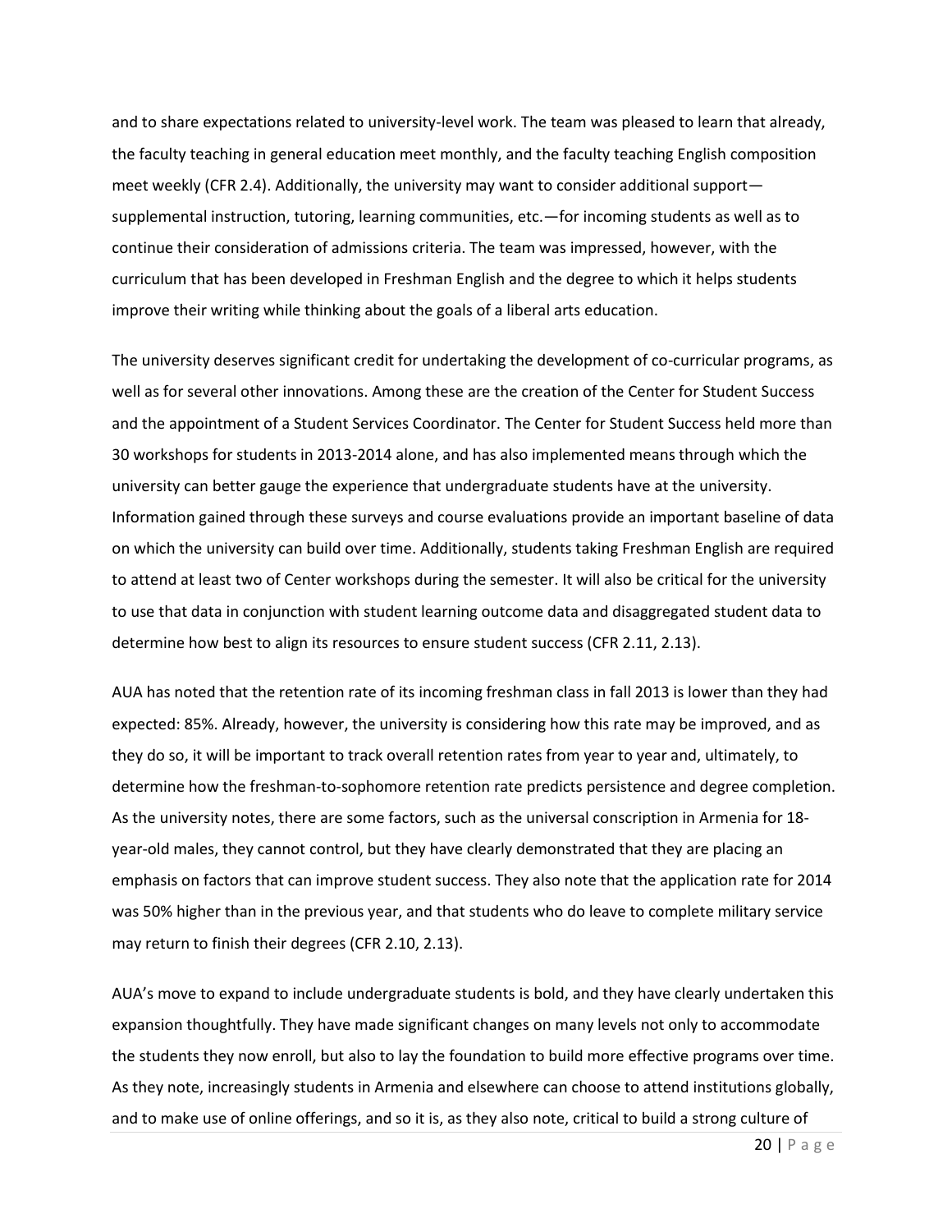and to share expectations related to university-level work. The team was pleased to learn that already, the faculty teaching in general education meet monthly, and the faculty teaching English composition meet weekly (CFR 2.4). Additionally, the university may want to consider additional support—supplemental instruction, tutoring, learning communities, etc.—for incoming students as well as to continue their consideration of admissions criteria. The team was impressed, however, with the curriculum that has been developed in Freshman English and the degree to which it helps students improve their writing while thinking about the goals of a liberal arts education.

The university deserves significant credit for undertaking the development of co-curricular programs, as well as for several other innovations. Among these are the creation of the Center for Student Success and the appointment of a Student Services Coordinator. The Center for Student Success held more than 30 workshops for students in 2013-2014 alone, and has also implemented means through which the university can better gauge the experience that undergraduate students have at the university. Information gained through these surveys and course evaluations provide an important baseline of data on which the university can build over time. Additionally, students taking Freshman English are required to attend at least two of Center workshops during the semester. It will also be critical for the university to use that data in conjunction with student learning outcome data and disaggregated student data to determine how best to align its resources to ensure student success (CFR 2.11, 2.13).

AUA has noted that the retention rate of its incoming freshman class in fall 2013 is lower than they had expected: 85%. Already, however, the university is considering how this rate may be improved, and as they do so, it will be important to track overall retention rates from year to year and, ultimately, to determine how the freshman-to-sophomore retention rate predicts persistence and degree completion. As the university notes, there are some factors, such as the universal conscription in Armenia for 18-year-old males, they cannot control, but they have clearly demonstrated that they are placing an emphasis on factors that can improve student success. They also note that the application rate for 2014 was 50% higher than in the previous year, and that students who do leave to complete military service may return to finish their degrees (CFR 2.10, 2.13).

AUA's move to expand to include undergraduate students is bold, and they have clearly undertaken this expansion thoughtfully. They have made significant changes on many levels not only to accommodate the students they now enroll, but also to lay the foundation to build more effective programs over time. As they note, increasingly students in Armenia and elsewhere can choose to attend institutions globally, and to make use of online offerings, and so it is, as they also note, critical to build a strong culture of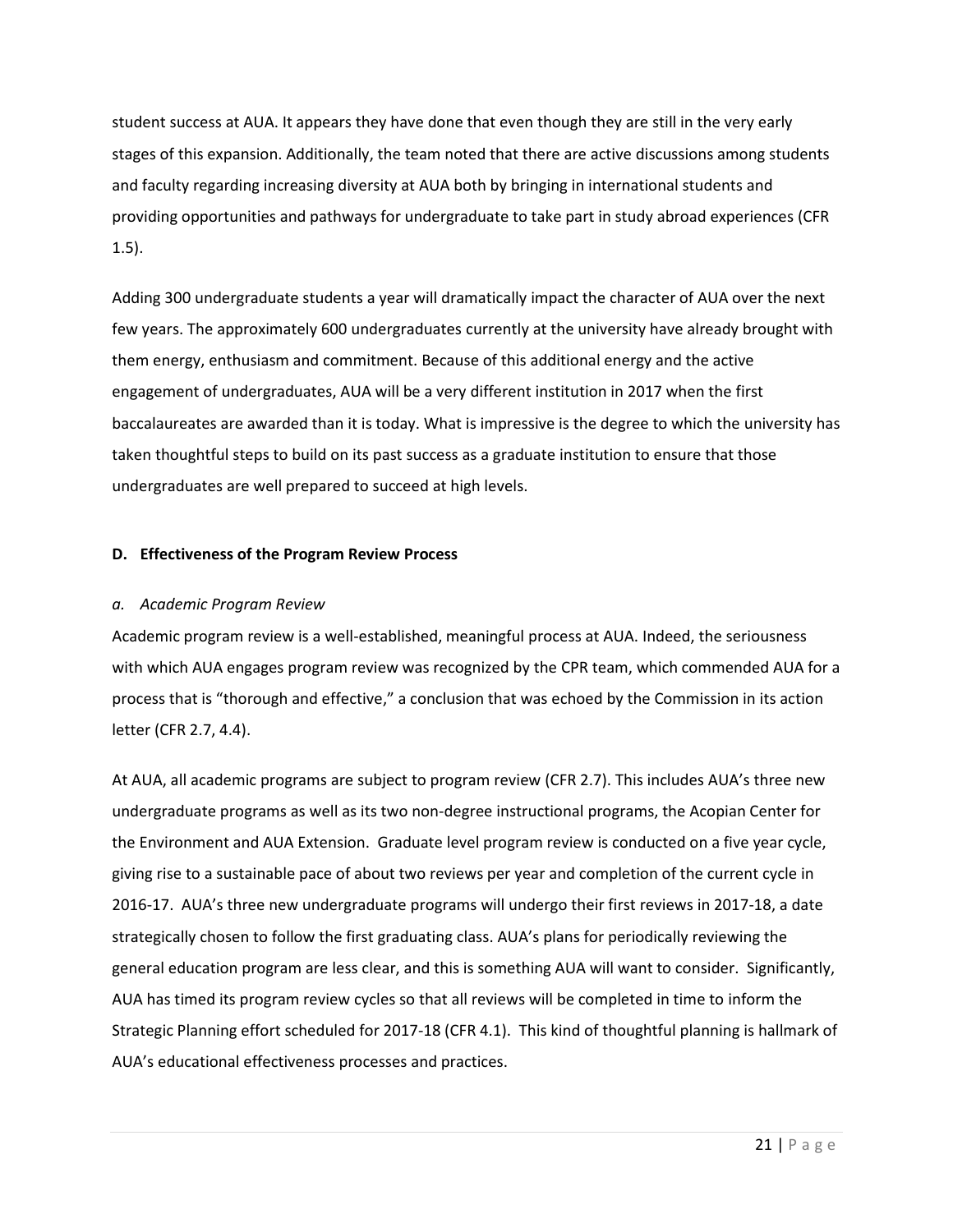student success at AUA. It appears they have done that even though they are still in the very early stages of this expansion. Additionally, the team noted that there are active discussions among students and faculty regarding increasing diversity at AUA both by bringing in international students and providing opportunities and pathways for undergraduate to take part in study abroad experiences (CFR 1.5).

Adding 300 undergraduate students a year will dramatically impact the character of AUA over the next few years. The approximately 600 undergraduates currently at the university have already brought with them energy, enthusiasm and commitment. Because of this additional energy and the active engagement of undergraduates, AUA will be a very different institution in 2017 when the first baccalaureates are awarded than it is today. What is impressive is the degree to which the university has taken thoughtful steps to build on its past success as a graduate institution to ensure that those undergraduates are well prepared to succeed at high levels.

### D. Effectiveness of the Program Review Process

*a. Academic Program Review*

Academic program review is a well-established, meaningful process at AUA. Indeed, the seriousness with which AUA engages program review was recognized by the CPR team, which commended AUA for a process that is "thorough and effective," a conclusion that was echoed by the Commission in its action letter (CFR 2.7, 4.4).

At AUA, all academic programs are subject to program review (CFR 2.7). This includes AUA's three new undergraduate programs as well as its two non-degree instructional programs, the Acopian Center for the Environment and AUA Extension. Graduate level program review is conducted on a five year cycle, giving rise to a sustainable pace of about two reviews per year and completion of the current cycle in 2016-17. AUA's three new undergraduate programs will undergo their first reviews in 2017-18, a date strategically chosen to follow the first graduating class. AUA's plans for periodically reviewing the general education program are less clear, and this is something AUA will want to consider. Significantly, AUA has timed its program review cycles so that all reviews will be completed in time to inform the Strategic Planning effort scheduled for 2017-18 (CFR 4.1). This kind of thoughtful planning is hallmark of AUA's educational effectiveness processes and practices.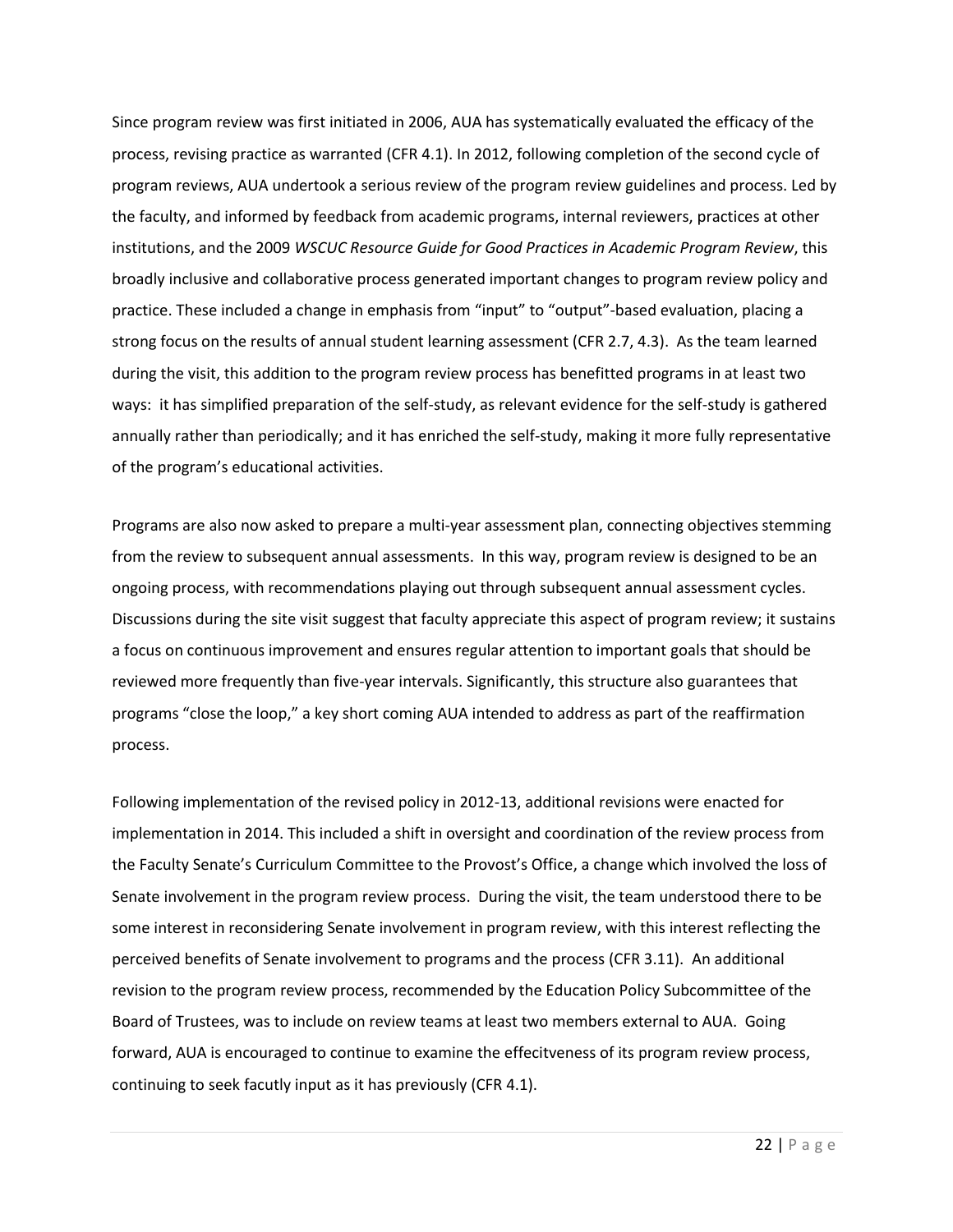Since program review was first initiated in 2006, AUA has systematically evaluated the efficacy of the process, revising practice as warranted (CFR 4.1). In 2012, following completion of the second cycle of program reviews, AUA undertook a serious review of the program review guidelines and process. Led by the faculty, and informed by feedback from academic programs, internal reviewers, practices at other institutions, and the 2009 *WSCUC Resource Guide for Good Practices in Academic Program Review*, this broadly inclusive and collaborative process generated important changes to program review policy and practice. These included a change in emphasis from "input" to "output"-based evaluation, placing a strong focus on the results of annual student learning assessment (CFR 2.7, 4.3). As the team learned during the visit, this addition to the program review process has benefitted programs in at least two ways: it has simplified preparation of the self-study, as relevant evidence for the self-study is gathered annually rather than periodically; and it has enriched the self-study, making it more fully representative of the program's educational activities.

Programs are also now asked to prepare a multi-year assessment plan, connecting objectives stemming from the review to subsequent annual assessments. In this way, program review is designed to be an ongoing process, with recommendations playing out through subsequent annual assessment cycles. Discussions during the site visit suggest that faculty appreciate this aspect of program review; it sustains a focus on continuous improvement and ensures regular attention to important goals that should be reviewed more frequently than five-year intervals. Significantly, this structure also guarantees that programs "close the loop," a key short coming AUA intended to address as part of the reaffirmation process.

Following implementation of the revised policy in 2012-13, additional revisions were enacted for implementation in 2014. This included a shift in oversight and coordination of the review process from the Faculty Senate's Curriculum Committee to the Provost's Office, a change which involved the loss of Senate involvement in the program review process. During the visit, the team understood there to be some interest in reconsidering Senate involvement in program review, with this interest reflecting the perceived benefits of Senate involvement to programs and the process (CFR 3.11). An additional revision to the program review process, recommended by the Education Policy Subcommittee of the Board of Trustees, was to include on review teams at least two members external to AUA. Going forward, AUA is encouraged to continue to examine the effecitveness of its program review process, continuing to seek facutly input as it has previously (CFR 4.1).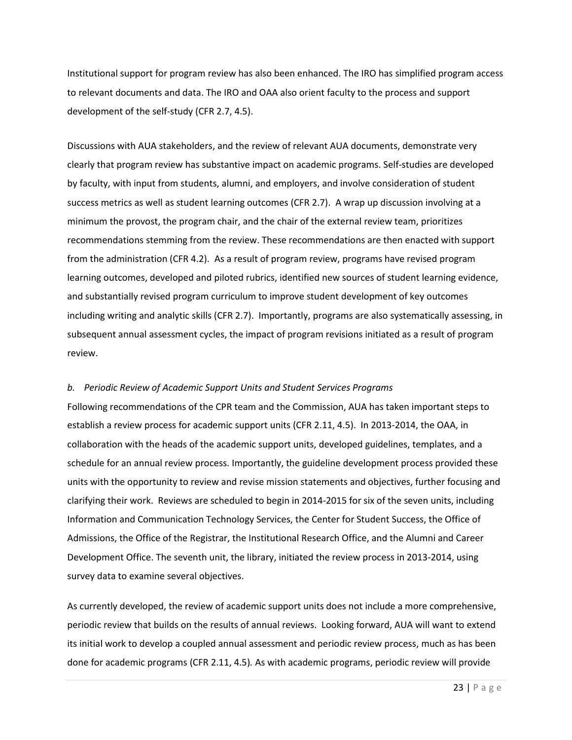Institutional support for program review has also been enhanced. The IRO has simplified program access to relevant documents and data. The IRO and OAA also orient faculty to the process and support development of the self-study (CFR 2.7, 4.5).

Discussions with AUA stakeholders, and the review of relevant AUA documents, demonstrate very clearly that program review has substantive impact on academic programs. Self-studies are developed by faculty, with input from students, alumni, and employers, and involve consideration of student success metrics as well as student learning outcomes (CFR 2.7). A wrap up discussion involving at a minimum the provost, the program chair, and the chair of the external review team, prioritizes recommendations stemming from the review. These recommendations are then enacted with support from the administration (CFR 4.2). As a result of program review, programs have revised program learning outcomes, developed and piloted rubrics, identified new sources of student learning evidence, and substantially revised program curriculum to improve student development of key outcomes including writing and analytic skills (CFR 2.7). Importantly, programs are also systematically assessing, in subsequent annual assessment cycles, the impact of program revisions initiated as a result of program review.

*b. Periodic Review of Academic Support Units and Student Services Programs*

Following recommendations of the CPR team and the Commission, AUA has taken important steps to establish a review process for academic support units (CFR 2.11, 4.5). In 2013-2014, the OAA, in collaboration with the heads of the academic support units, developed guidelines, templates, and a schedule for an annual review process. Importantly, the guideline development process provided these units with the opportunity to review and revise mission statements and objectives, further focusing and clarifying their work. Reviews are scheduled to begin in 2014-2015 for six of the seven units, including Information and Communication Technology Services, the Center for Student Success, the Office of Admissions, the Office of the Registrar, the Institutional Research Office, and the Alumni and Career Development Office. The seventh unit, the library, initiated the review process in 2013-2014, using survey data to examine several objectives.

As currently developed, the review of academic support units does not include a more comprehensive, periodic review that builds on the results of annual reviews. Looking forward, AUA will want to extend its initial work to develop a coupled annual assessment and periodic review process, much as has been done for academic programs (CFR 2.11, 4.5). As with academic programs, periodic review will provide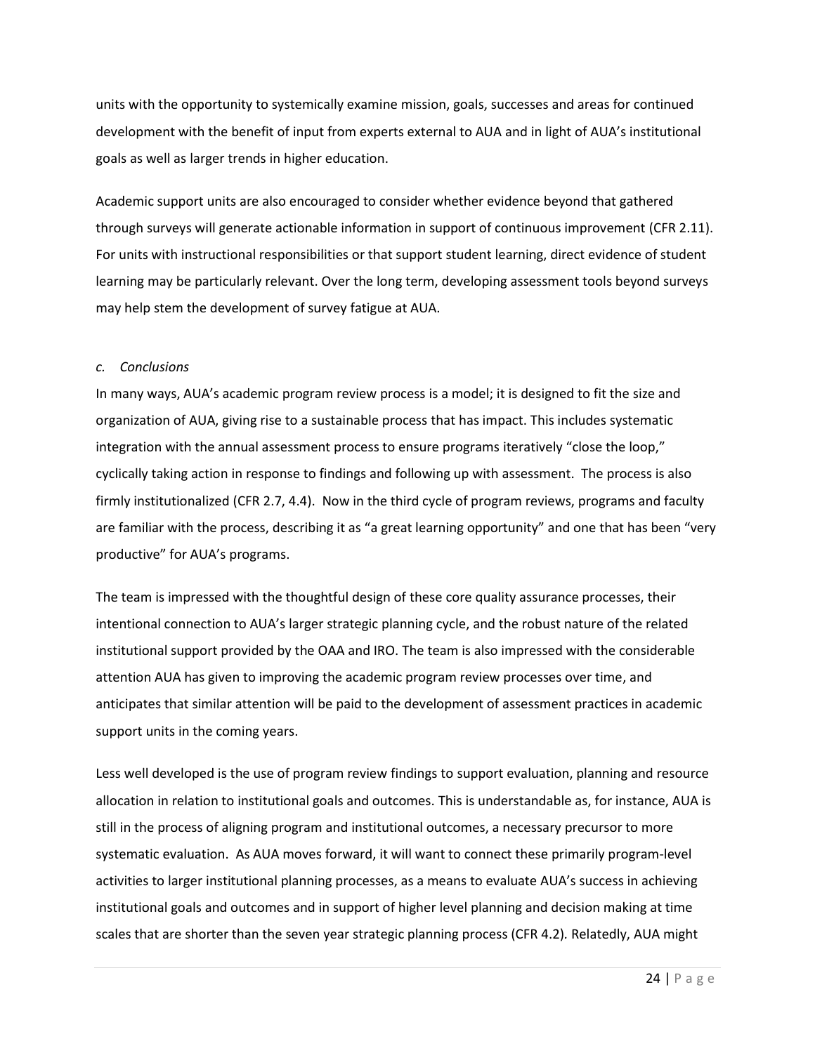units with the opportunity to systemically examine mission, goals, successes and areas for continued development with the benefit of input from experts external to AUA and in light of AUA's institutional goals as well as larger trends in higher education.

Academic support units are also encouraged to consider whether evidence beyond that gathered through surveys will generate actionable information in support of continuous improvement (CFR 2.11). For units with instructional responsibilities or that support student learning, direct evidence of student learning may be particularly relevant. Over the long term, developing assessment tools beyond surveys may help stem the development of survey fatigue at AUA.

*c. Conclusions*

In many ways, AUA's academic program review process is a model; it is designed to fit the size and organization of AUA, giving rise to a sustainable process that has impact. This includes systematic integration with the annual assessment process to ensure programs iteratively "close the loop," cyclically taking action in response to findings and following up with assessment. The process is also firmly institutionalized (CFR 2.7, 4.4). Now in the third cycle of program reviews, programs and faculty are familiar with the process, describing it as "a great learning opportunity" and one that has been "very productive" for AUA's programs.

The team is impressed with the thoughtful design of these core quality assurance processes, their intentional connection to AUA's larger strategic planning cycle, and the robust nature of the related institutional support provided by the OAA and IRO. The team is also impressed with the considerable attention AUA has given to improving the academic program review processes over time, and anticipates that similar attention will be paid to the development of assessment practices in academic support units in the coming years.

Less well developed is the use of program review findings to support evaluation, planning and resource allocation in relation to institutional goals and outcomes. This is understandable as, for instance, AUA is still in the process of aligning program and institutional outcomes, a necessary precursor to more systematic evaluation. As AUA moves forward, it will want to connect these primarily program-level activities to larger institutional planning processes, as a means to evaluate AUA's success in achieving institutional goals and outcomes and in support of higher level planning and decision making at time scales that are shorter than the seven year strategic planning process (CFR 4.2). Relatedly, AUA might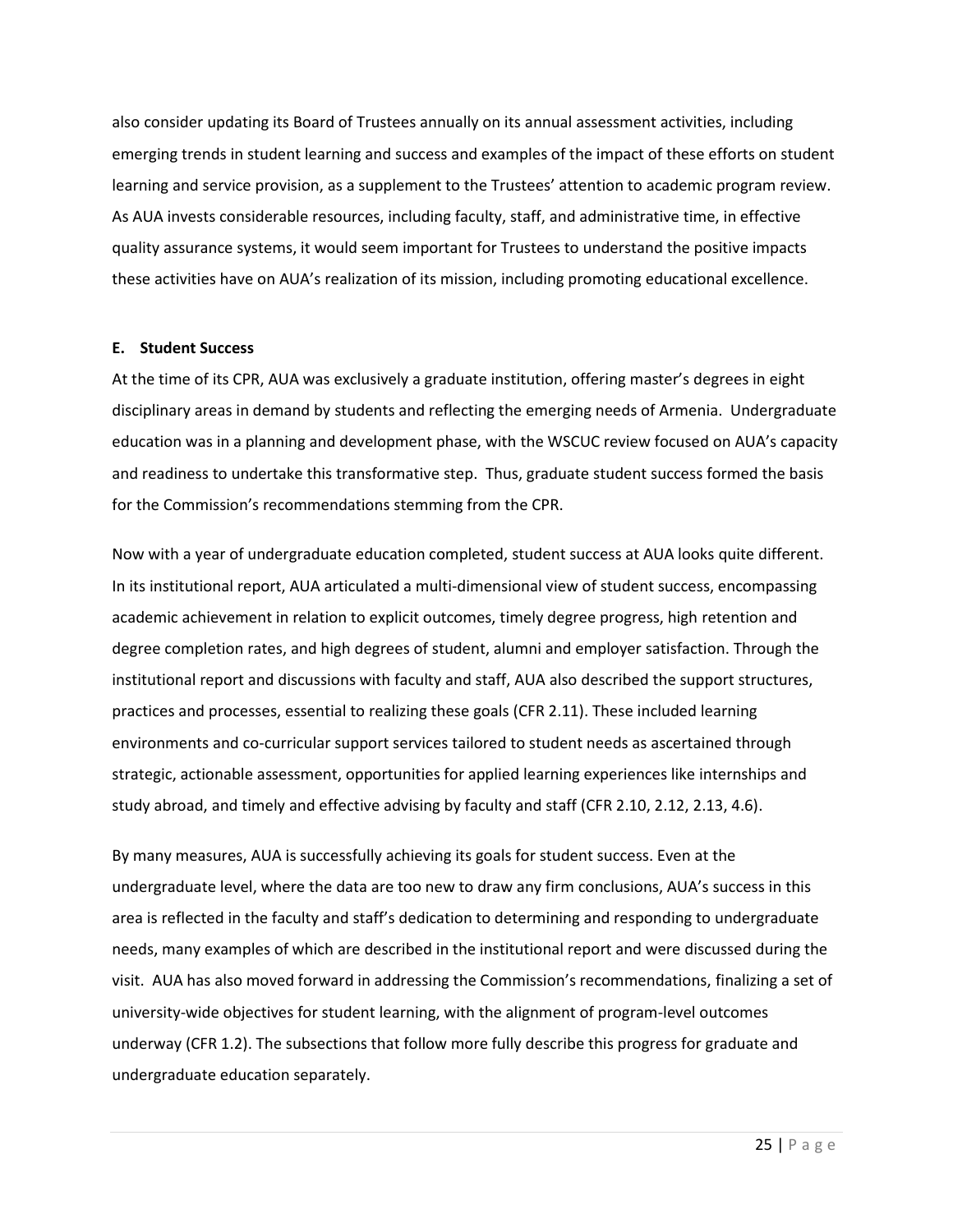also consider updating its Board of Trustees annually on its annual assessment activities, including emerging trends in student learning and success and examples of the impact of these efforts on student learning and service provision, as a supplement to the Trustees' attention to academic program review. As AUA invests considerable resources, including faculty, staff, and administrative time, in effective quality assurance systems, it would seem important for Trustees to understand the positive impacts these activities have on AUA's realization of its mission, including promoting educational excellence.

**E. Student Success**

At the time of its CPR, AUA was exclusively a graduate institution, offering master's degrees in eight disciplinary areas in demand by students and reflecting the emerging needs of Armenia. Undergraduate education was in a planning and development phase, with the WSCUC review focused on AUA's capacity and readiness to undertake this transformative step. Thus, graduate student success formed the basis for the Commission's recommendations stemming from the CPR.

Now with a year of undergraduate education completed, student success at AUA looks quite different. In its institutional report, AUA articulated a multi-dimensional view of student success, encompassing academic achievement in relation to explicit outcomes, timely degree progress, high retention and degree completion rates, and high degrees of student, alumni and employer satisfaction. Through the institutional report and discussions with faculty and staff, AUA also described the support structures, practices and processes, essential to realizing these goals (CFR 2.11). These included learning environments and co-curricular support services tailored to student needs as ascertained through strategic, actionable assessment, opportunities for applied learning experiences like internships and study abroad, and timely and effective advising by faculty and staff (CFR 2.10, 2.12, 2.13, 4.6).

By many measures, AUA is successfully achieving its goals for student success. Even at the undergraduate level, where the data are too new to draw any firm conclusions, AUA's success in this area is reflected in the faculty and staff's dedication to determining and responding to undergraduate needs, many examples of which are described in the institutional report and were discussed during the visit. AUA has also moved forward in addressing the Commission's recommendations, finalizing a set of university-wide objectives for student learning, with the alignment of program-level outcomes underway (CFR 1.2). The subsections that follow more fully describe this progress for graduate and undergraduate education separately.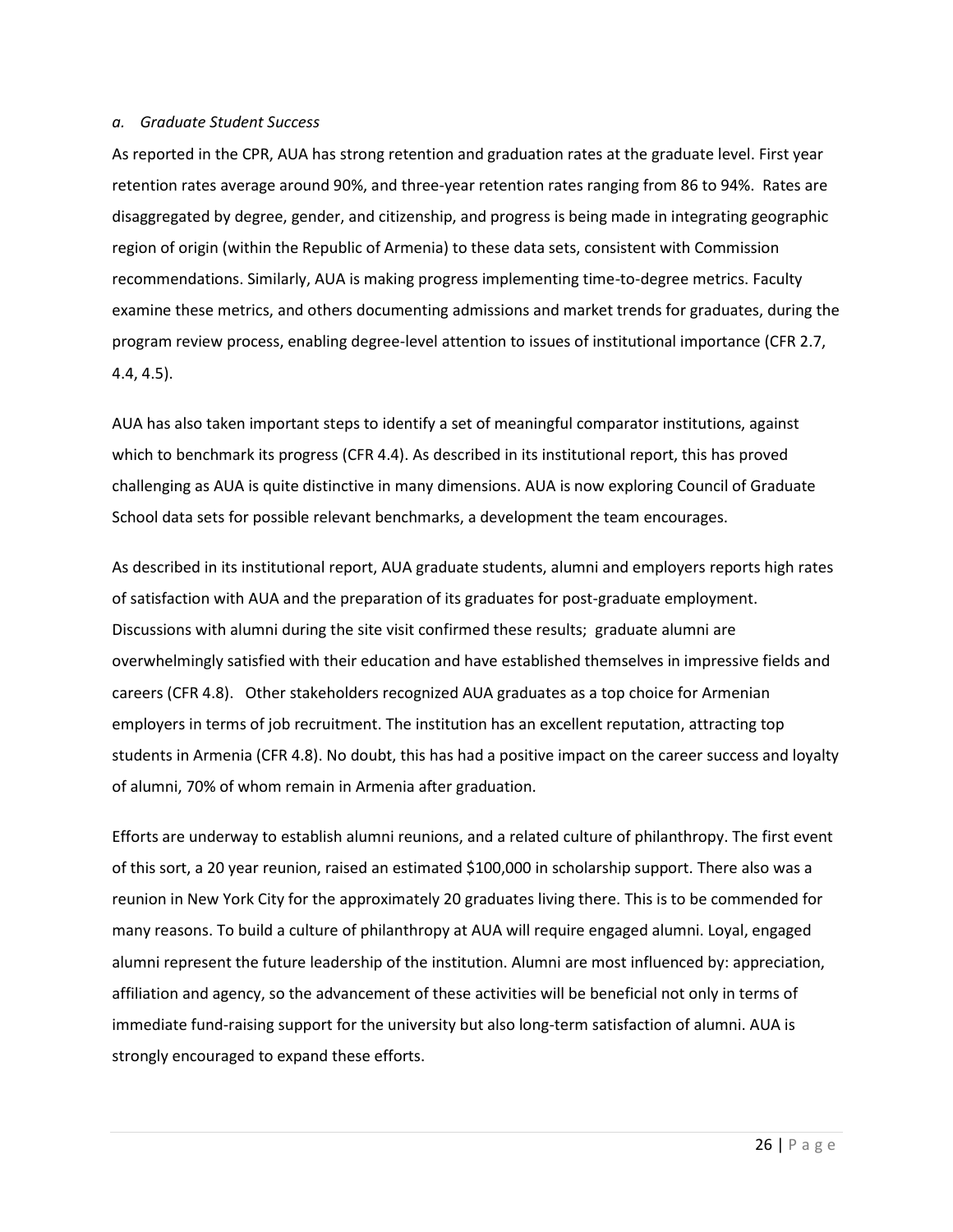*a. Graduate Student Success*

As reported in the CPR, AUA has strong retention and graduation rates at the graduate level. First year retention rates average around 90%, and three-year retention rates ranging from 86 to 94%. Rates are disaggregated by degree, gender, and citizenship, and progress is being made in integrating geographic region of origin (within the Republic of Armenia) to these data sets, consistent with Commission recommendations. Similarly, AUA is making progress implementing time-to-degree metrics. Faculty examine these metrics, and others documenting admissions and market trends for graduates, during the program review process, enabling degree-level attention to issues of institutional importance (CFR 2.7, 4.4, 4.5).

AUA has also taken important steps to identify a set of meaningful comparator institutions, against which to benchmark its progress (CFR 4.4). As described in its institutional report, this has proved challenging as AUA is quite distinctive in many dimensions. AUA is now exploring Council of Graduate School data sets for possible relevant benchmarks, a development the team encourages.

As described in its institutional report, AUA graduate students, alumni and employers reports high rates of satisfaction with AUA and the preparation of its graduates for post-graduate employment. Discussions with alumni during the site visit confirmed these results; graduate alumni are overwhelmingly satisfied with their education and have established themselves in impressive fields and careers (CFR 4.8). Other stakeholders recognized AUA graduates as a top choice for Armenian employers in terms of job recruitment. The institution has an excellent reputation, attracting top students in Armenia (CFR 4.8). No doubt, this has had a positive impact on the career success and loyalty of alumni, 70% of whom remain in Armenia after graduation.

Efforts are underway to establish alumni reunions, and a related culture of philanthropy. The first event of this sort, a 20 year reunion, raised an estimated $100,000 in scholarship support. There also was a reunion in New York City for the approximately 20 graduates living there. This is to be commended for many reasons. To build a culture of philanthropy at AUA will require engaged alumni. Loyal, engaged alumni represent the future leadership of the institution. Alumni are most influenced by: appreciation, affiliation and agency, so the advancement of these activities will be beneficial not only in terms of immediate fund-raising support for the university but also long-term satisfaction of alumni. AUA is strongly encouraged to expand these efforts.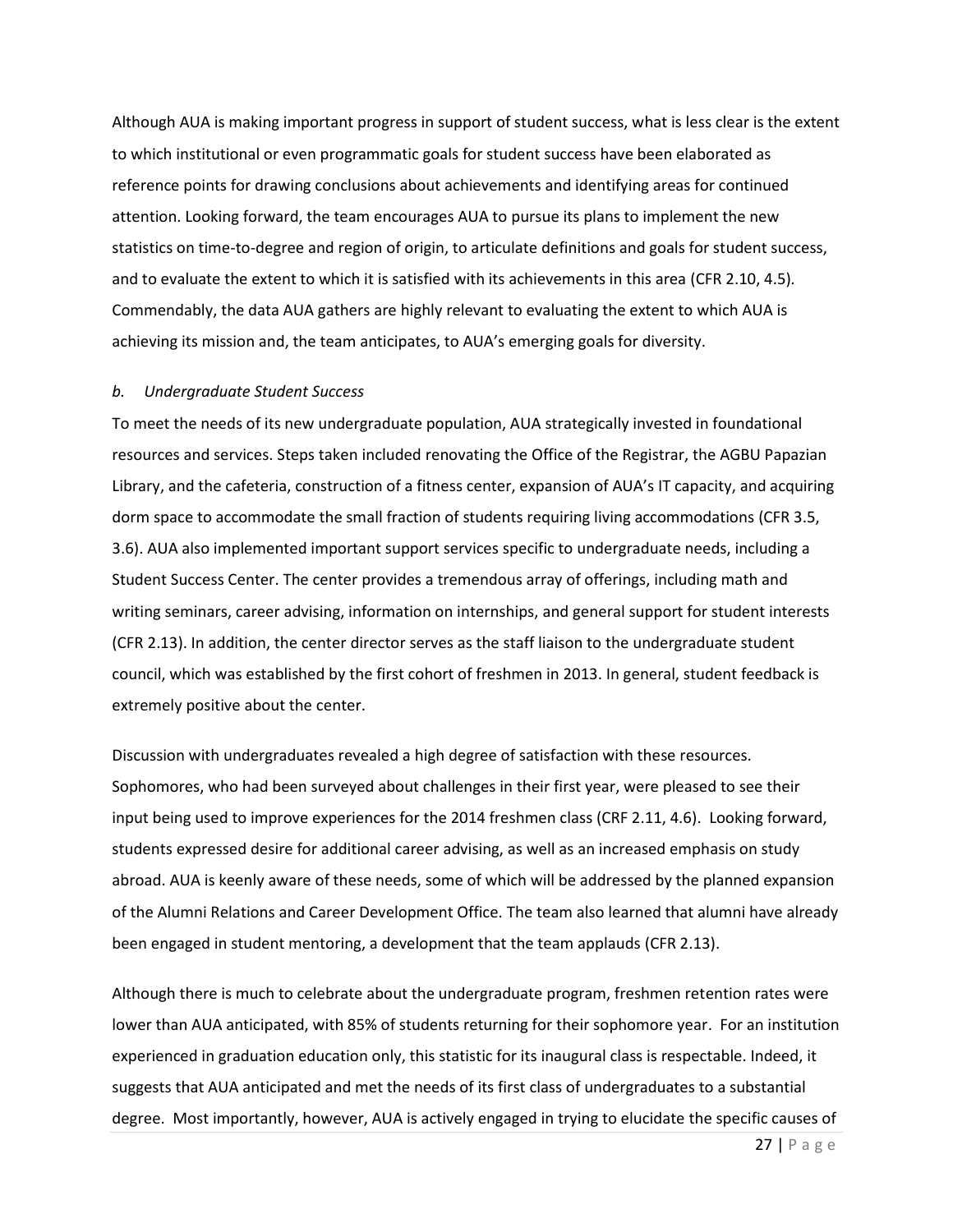Although AUA is making important progress in support of student success, what is less clear is the extent to which institutional or even programmatic goals for student success have been elaborated as reference points for drawing conclusions about achievements and identifying areas for continued attention. Looking forward, the team encourages AUA to pursue its plans to implement the new statistics on time-to-degree and region of origin, to articulate definitions and goals for student success, and to evaluate the extent to which it is satisfied with its achievements in this area (CFR 2.10, 4.5). Commendably, the data AUA gathers are highly relevant to evaluating the extent to which AUA is achieving its mission and, the team anticipates, to AUA's emerging goals for diversity.

*b. Undergraduate Student Success*

To meet the needs of its new undergraduate population, AUA strategically invested in foundational resources and services. Steps taken included renovating the Office of the Registrar, the AGBU Papazian Library, and the cafeteria, construction of a fitness center, expansion of AUA's IT capacity, and acquiring dorm space to accommodate the small fraction of students requiring living accommodations (CFR 3.5, 3.6). AUA also implemented important support services specific to undergraduate needs, including a Student Success Center. The center provides a tremendous array of offerings, including math and writing seminars, career advising, information on internships, and general support for student interests (CFR 2.13). In addition, the center director serves as the staff liaison to the undergraduate student council, which was established by the first cohort of freshmen in 2013. In general, student feedback is extremely positive about the center.

Discussion with undergraduates revealed a high degree of satisfaction with these resources. Sophomores, who had been surveyed about challenges in their first year, were pleased to see their input being used to improve experiences for the 2014 freshmen class (CRF 2.11, 4.6). Looking forward, students expressed desire for additional career advising, as well as an increased emphasis on study abroad. AUA is keenly aware of these needs, some of which will be addressed by the planned expansion of the Alumni Relations and Career Development Office. The team also learned that alumni have already been engaged in student mentoring, a development that the team applauds (CFR 2.13).

Although there is much to celebrate about the undergraduate program, freshmen retention rates were lower than AUA anticipated, with 85% of students returning for their sophomore year. For an institution experienced in graduation education only, this statistic for its inaugural class is respectable. Indeed, it suggests that AUA anticipated and met the needs of its first class of undergraduates to a substantial degree. Most importantly, however, AUA is actively engaged in trying to elucidate the specific causes of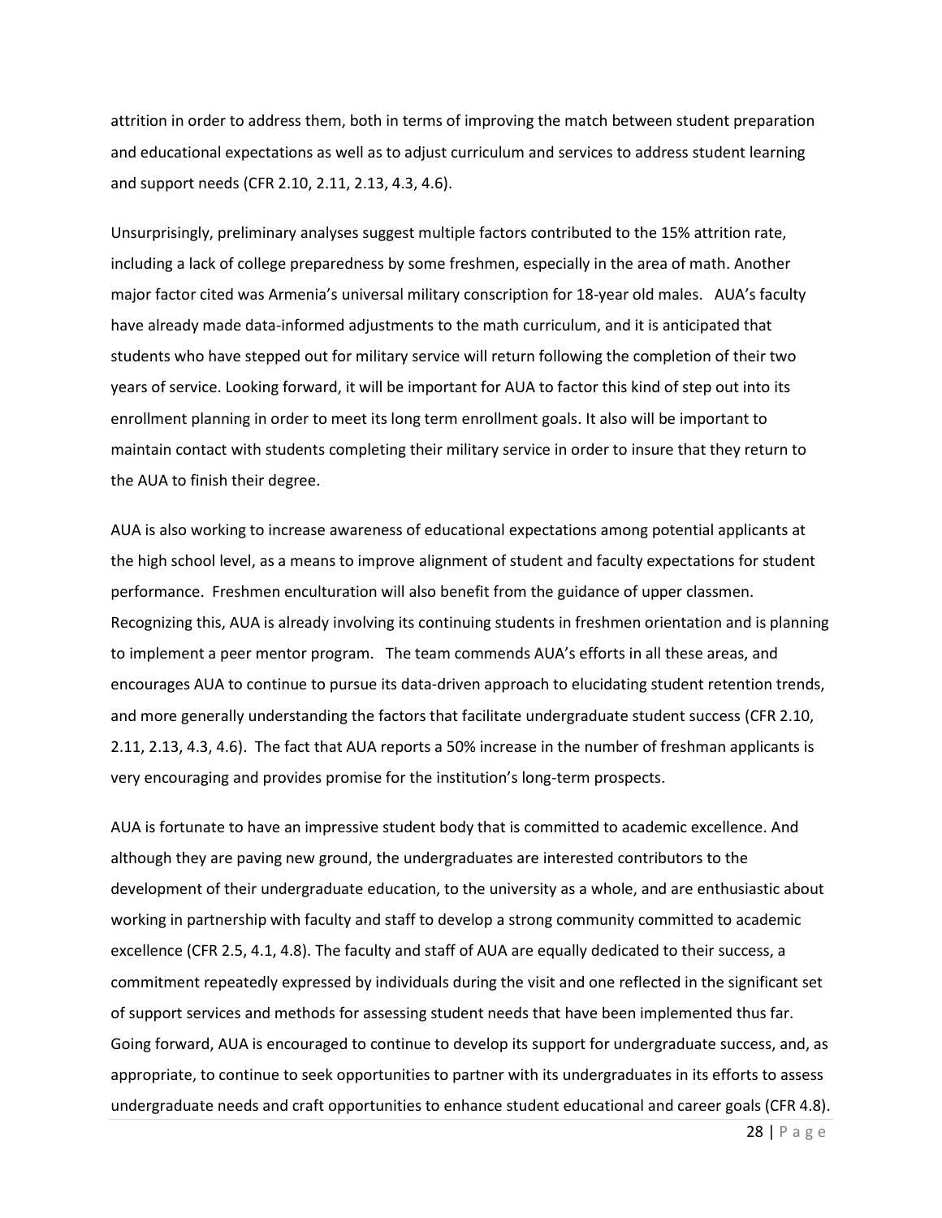attrition in order to address them, both in terms of improving the match between student preparation and educational expectations as well as to adjust curriculum and services to address student learning and support needs (CFR 2.10, 2.11, 2.13, 4.3, 4.6).

Unsurprisingly, preliminary analyses suggest multiple factors contributed to the 15% attrition rate, including a lack of college preparedness by some freshmen, especially in the area of math. Another major factor cited was Armenia's universal military conscription for 18-year old males. AUA's faculty have already made data-informed adjustments to the math curriculum, and it is anticipated that students who have stepped out for military service will return following the completion of their two years of service. Looking forward, it will be important for AUA to factor this kind of step out into its enrollment planning in order to meet its long term enrollment goals. It also will be important to maintain contact with students completing their military service in order to insure that they return to the AUA to finish their degree.

AUA is also working to increase awareness of educational expectations among potential applicants at the high school level, as a means to improve alignment of student and faculty expectations for student performance. Freshmen enculturation will also benefit from the guidance of upper classmen. Recognizing this, AUA is already involving its continuing students in freshmen orientation and is planning to implement a peer mentor program. The team commends AUA's efforts in all these areas, and encourages AUA to continue to pursue its data-driven approach to elucidating student retention trends, and more generally understanding the factors that facilitate undergraduate student success (CFR 2.10, 2.11, 2.13, 4.3, 4.6). The fact that AUA reports a 50% increase in the number of freshman applicants is very encouraging and provides promise for the institution's long-term prospects.

AUA is fortunate to have an impressive student body that is committed to academic excellence. And although they are paving new ground, the undergraduates are interested contributors to the development of their undergraduate education, to the university as a whole, and are enthusiastic about working in partnership with faculty and staff to develop a strong community committed to academic excellence (CFR 2.5, 4.1, 4.8). The faculty and staff of AUA are equally dedicated to their success, a commitment repeatedly expressed by individuals during the visit and one reflected in the significant set of support services and methods for assessing student needs that have been implemented thus far. Going forward, AUA is encouraged to continue to develop its support for undergraduate success, and, as appropriate, to continue to seek opportunities to partner with its undergraduates in its efforts to assess undergraduate needs and craft opportunities to enhance student educational and career goals (CFR 4.8).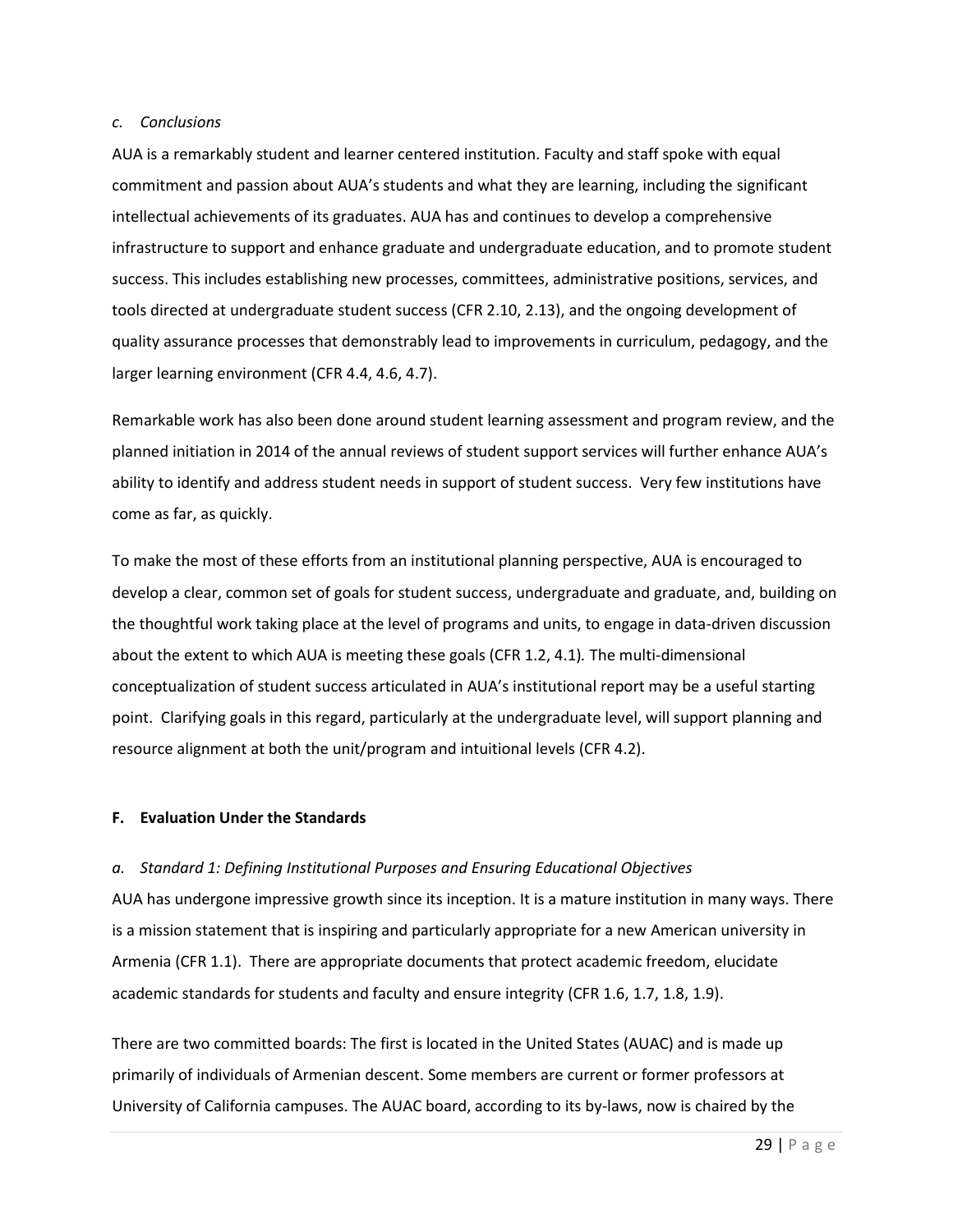*c. Conclusions*

AUA is a remarkably student and learner centered institution. Faculty and staff spoke with equal commitment and passion about AUA's students and what they are learning, including the significant intellectual achievements of its graduates. AUA has and continues to develop a comprehensive infrastructure to support and enhance graduate and undergraduate education, and to promote student success. This includes establishing new processes, committees, administrative positions, services, and tools directed at undergraduate student success (CFR 2.10, 2.13), and the ongoing development of quality assurance processes that demonstrably lead to improvements in curriculum, pedagogy, and the larger learning environment (CFR 4.4, 4.6, 4.7).

Remarkable work has also been done around student learning assessment and program review, and the planned initiation in 2014 of the annual reviews of student support services will further enhance AUA's ability to identify and address student needs in support of student success. Very few institutions have come as far, as quickly.

To make the most of these efforts from an institutional planning perspective, AUA is encouraged to develop a clear, common set of goals for student success, undergraduate and graduate, and, building on the thoughtful work taking place at the level of programs and units, to engage in data-driven discussion about the extent to which AUA is meeting these goals (CFR 1.2, 4.1). The multi-dimensional conceptualization of student success articulated in AUA's institutional report may be a useful starting point. Clarifying goals in this regard, particularly at the undergraduate level, will support planning and resource alignment at both the unit/program and intuitional levels (CFR 4.2).

## F. Evaluation Under the Standards

*a. Standard 1: Defining Institutional Purposes and Ensuring Educational Objectives*

AUA has undergone impressive growth since its inception. It is a mature institution in many ways. There is a mission statement that is inspiring and particularly appropriate for a new American university in Armenia (CFR 1.1). There are appropriate documents that protect academic freedom, elucidate academic standards for students and faculty and ensure integrity (CFR 1.6, 1.7, 1.8, 1.9).

There are two committed boards: The first is located in the United States (AUAC) and is made up primarily of individuals of Armenian descent. Some members are current or former professors at University of California campuses. The AUAC board, according to its by-laws, now is chaired by the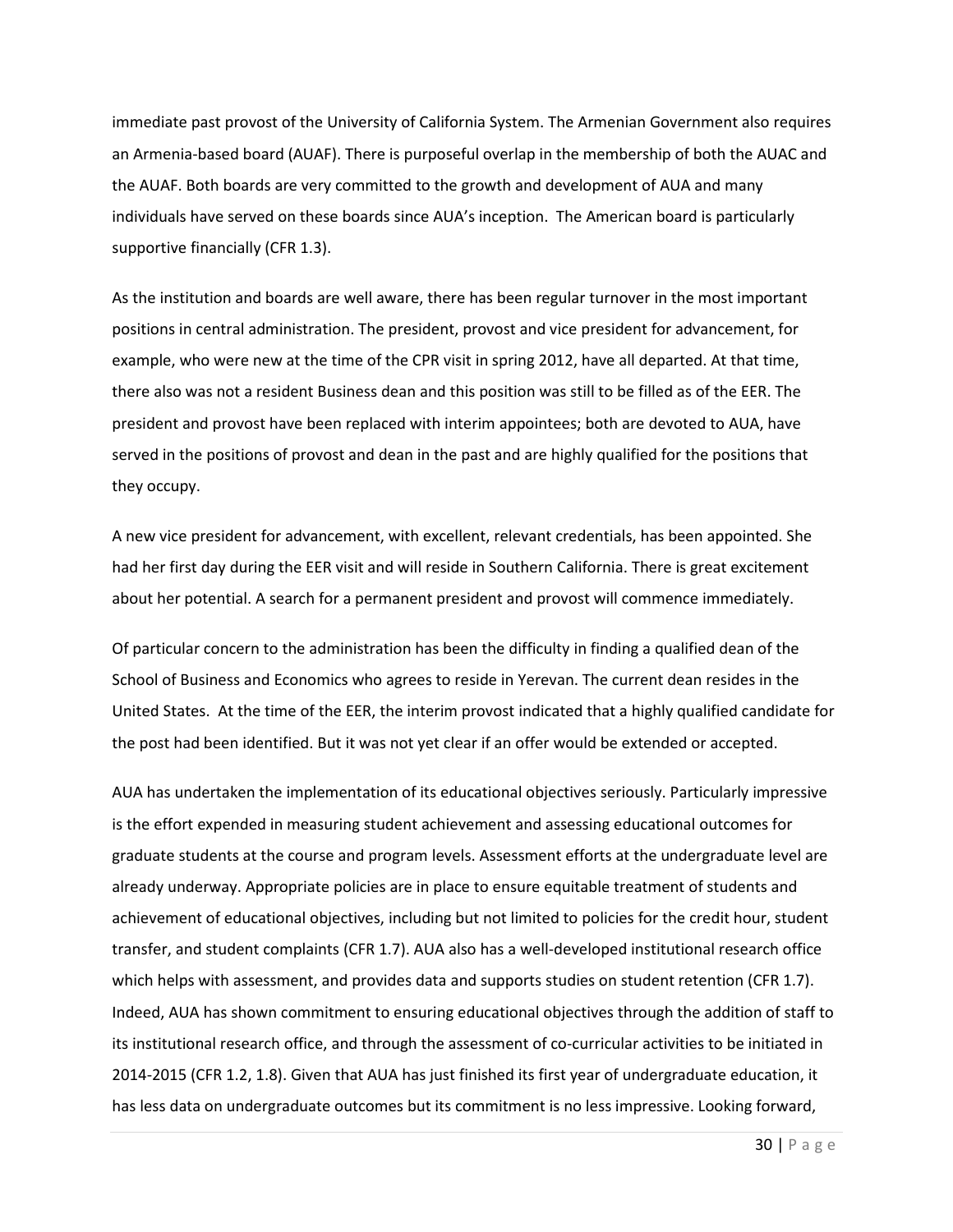immediate past provost of the University of California System. The Armenian Government also requires an Armenia-based board (AUAF). There is purposeful overlap in the membership of both the AUAC and the AUAF. Both boards are very committed to the growth and development of AUA and many individuals have served on these boards since AUA's inception. The American board is particularly supportive financially (CFR 1.3).

As the institution and boards are well aware, there has been regular turnover in the most important positions in central administration. The president, provost and vice president for advancement, for example, who were new at the time of the CPR visit in spring 2012, have all departed. At that time, there also was not a resident Business dean and this position was still to be filled as of the EER. The president and provost have been replaced with interim appointees; both are devoted to AUA, have served in the positions of provost and dean in the past and are highly qualified for the positions that they occupy.

A new vice president for advancement, with excellent, relevant credentials, has been appointed. She had her first day during the EER visit and will reside in Southern California. There is great excitement about her potential. A search for a permanent president and provost will commence immediately.

Of particular concern to the administration has been the difficulty in finding a qualified dean of the School of Business and Economics who agrees to reside in Yerevan. The current dean resides in the United States. At the time of the EER, the interim provost indicated that a highly qualified candidate for the post had been identified. But it was not yet clear if an offer would be extended or accepted.

AUA has undertaken the implementation of its educational objectives seriously. Particularly impressive is the effort expended in measuring student achievement and assessing educational outcomes for graduate students at the course and program levels. Assessment efforts at the undergraduate level are already underway. Appropriate policies are in place to ensure equitable treatment of students and achievement of educational objectives, including but not limited to policies for the credit hour, student transfer, and student complaints (CFR 1.7). AUA also has a well-developed institutional research office which helps with assessment, and provides data and supports studies on student retention (CFR 1.7). Indeed, AUA has shown commitment to ensuring educational objectives through the addition of staff to its institutional research office, and through the assessment of co-curricular activities to be initiated in 2014-2015 (CFR 1.2, 1.8). Given that AUA has just finished its first year of undergraduate education, it has less data on undergraduate outcomes but its commitment is no less impressive. Looking forward,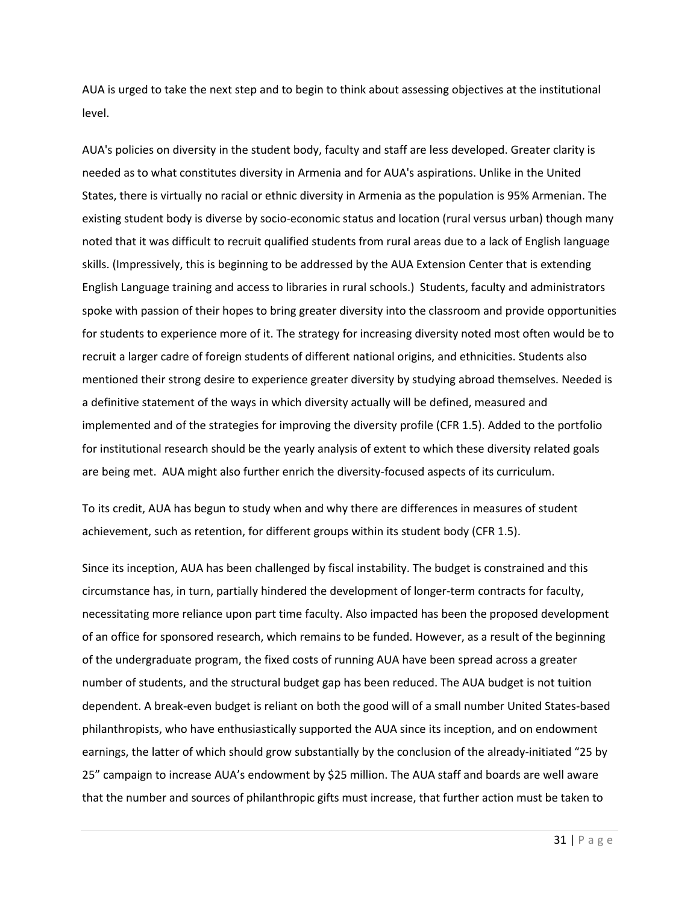AUA is urged to take the next step and to begin to think about assessing objectives at the institutional level.

AUA's policies on diversity in the student body, faculty and staff are less developed. Greater clarity is needed as to what constitutes diversity in Armenia and for AUA's aspirations. Unlike in the United States, there is virtually no racial or ethnic diversity in Armenia as the population is 95% Armenian. The existing student body is diverse by socio-economic status and location (rural versus urban) though many noted that it was difficult to recruit qualified students from rural areas due to a lack of English language skills. (Impressively, this is beginning to be addressed by the AUA Extension Center that is extending English Language training and access to libraries in rural schools.) Students, faculty and administrators spoke with passion of their hopes to bring greater diversity into the classroom and provide opportunities for students to experience more of it. The strategy for increasing diversity noted most often would be to recruit a larger cadre of foreign students of different national origins, and ethnicities. Students also mentioned their strong desire to experience greater diversity by studying abroad themselves. Needed is a definitive statement of the ways in which diversity actually will be defined, measured and implemented and of the strategies for improving the diversity profile (CFR 1.5). Added to the portfolio for institutional research should be the yearly analysis of extent to which these diversity related goals are being met. AUA might also further enrich the diversity-focused aspects of its curriculum.

To its credit, AUA has begun to study when and why there are differences in measures of student achievement, such as retention, for different groups within its student body (CFR 1.5).

Since its inception, AUA has been challenged by fiscal instability. The budget is constrained and this circumstance has, in turn, partially hindered the development of longer-term contracts for faculty, necessitating more reliance upon part time faculty. Also impacted has been the proposed development of an office for sponsored research, which remains to be funded. However, as a result of the beginning of the undergraduate program, the fixed costs of running AUA have been spread across a greater number of students, and the structural budget gap has been reduced. The AUA budget is not tuition dependent. A break-even budget is reliant on both the good will of a small number United States-based philanthropists, who have enthusiastically supported the AUA since its inception, and on endowment earnings, the latter of which should grow substantially by the conclusion of the already-initiated "25 by 25" campaign to increase AUA's endowment by $25 million. The AUA staff and boards are well aware that the number and sources of philanthropic gifts must increase, that further action must be taken to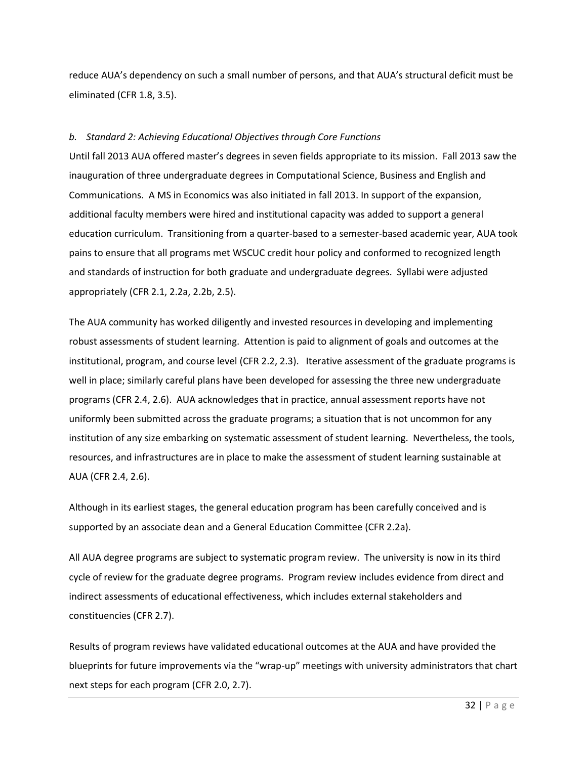reduce AUA's dependency on such a small number of persons, and that AUA's structural deficit must be eliminated (CFR 1.8, 3.5).

### *b. Standard 2: Achieving Educational Objectives through Core Functions*

Until fall 2013 AUA offered master's degrees in seven fields appropriate to its mission. Fall 2013 saw the inauguration of three undergraduate degrees in Computational Science, Business and English and Communications. A MS in Economics was also initiated in fall 2013. In support of the expansion, additional faculty members were hired and institutional capacity was added to support a general education curriculum. Transitioning from a quarter-based to a semester-based academic year, AUA took pains to ensure that all programs met WSCUC credit hour policy and conformed to recognized length and standards of instruction for both graduate and undergraduate degrees. Syllabi were adjusted appropriately (CFR 2.1, 2.2a, 2.2b, 2.5).

The AUA community has worked diligently and invested resources in developing and implementing robust assessments of student learning. Attention is paid to alignment of goals and outcomes at the institutional, program, and course level (CFR 2.2, 2.3). Iterative assessment of the graduate programs is well in place; similarly careful plans have been developed for assessing the three new undergraduate programs (CFR 2.4, 2.6). AUA acknowledges that in practice, annual assessment reports have not uniformly been submitted across the graduate programs; a situation that is not uncommon for any institution of any size embarking on systematic assessment of student learning. Nevertheless, the tools, resources, and infrastructures are in place to make the assessment of student learning sustainable at AUA (CFR 2.4, 2.6).

Although in its earliest stages, the general education program has been carefully conceived and is supported by an associate dean and a General Education Committee (CFR 2.2a).

All AUA degree programs are subject to systematic program review. The university is now in its third cycle of review for the graduate degree programs. Program review includes evidence from direct and indirect assessments of educational effectiveness, which includes external stakeholders and constituencies (CFR 2.7).

Results of program reviews have validated educational outcomes at the AUA and have provided the blueprints for future improvements via the "wrap-up" meetings with university administrators that chart next steps for each program (CFR 2.0, 2.7).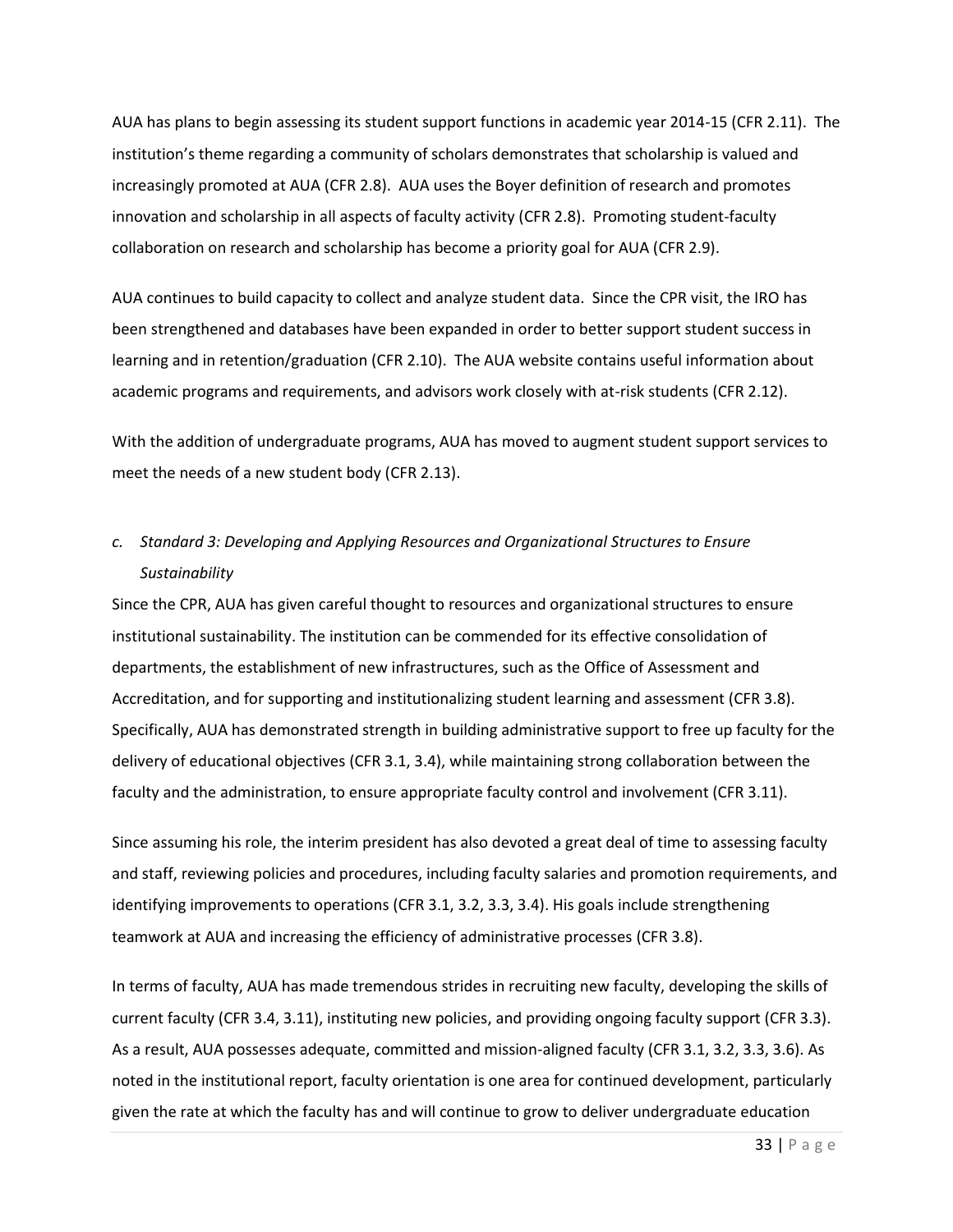AUA has plans to begin assessing its student support functions in academic year 2014-15 (CFR 2.11). The institution's theme regarding a community of scholars demonstrates that scholarship is valued and increasingly promoted at AUA (CFR 2.8). AUA uses the Boyer definition of research and promotes innovation and scholarship in all aspects of faculty activity (CFR 2.8). Promoting student-faculty collaboration on research and scholarship has become a priority goal for AUA (CFR 2.9).

AUA continues to build capacity to collect and analyze student data. Since the CPR visit, the IRO has been strengthened and databases have been expanded in order to better support student success in learning and in retention/graduation (CFR 2.10). The AUA website contains useful information about academic programs and requirements, and advisors work closely with at-risk students (CFR 2.12).

With the addition of undergraduate programs, AUA has moved to augment student support services to meet the needs of a new student body (CFR 2.13).

*c. Standard 3: Developing and Applying Resources and Organizational Structures to Ensure Sustainability*

Since the CPR, AUA has given careful thought to resources and organizational structures to ensure institutional sustainability. The institution can be commended for its effective consolidation of departments, the establishment of new infrastructures, such as the Office of Assessment and Accreditation, and for supporting and institutionalizing student learning and assessment (CFR 3.8). Specifically, AUA has demonstrated strength in building administrative support to free up faculty for the delivery of educational objectives (CFR 3.1, 3.4), while maintaining strong collaboration between the faculty and the administration, to ensure appropriate faculty control and involvement (CFR 3.11).

Since assuming his role, the interim president has also devoted a great deal of time to assessing faculty and staff, reviewing policies and procedures, including faculty salaries and promotion requirements, and identifying improvements to operations (CFR 3.1, 3.2, 3.3, 3.4). His goals include strengthening teamwork at AUA and increasing the efficiency of administrative processes (CFR 3.8).

In terms of faculty, AUA has made tremendous strides in recruiting new faculty, developing the skills of current faculty (CFR 3.4, 3.11), instituting new policies, and providing ongoing faculty support (CFR 3.3). As a result, AUA possesses adequate, committed and mission-aligned faculty (CFR 3.1, 3.2, 3.3, 3.6). As noted in the institutional report, faculty orientation is one area for continued development, particularly given the rate at which the faculty has and will continue to grow to deliver undergraduate education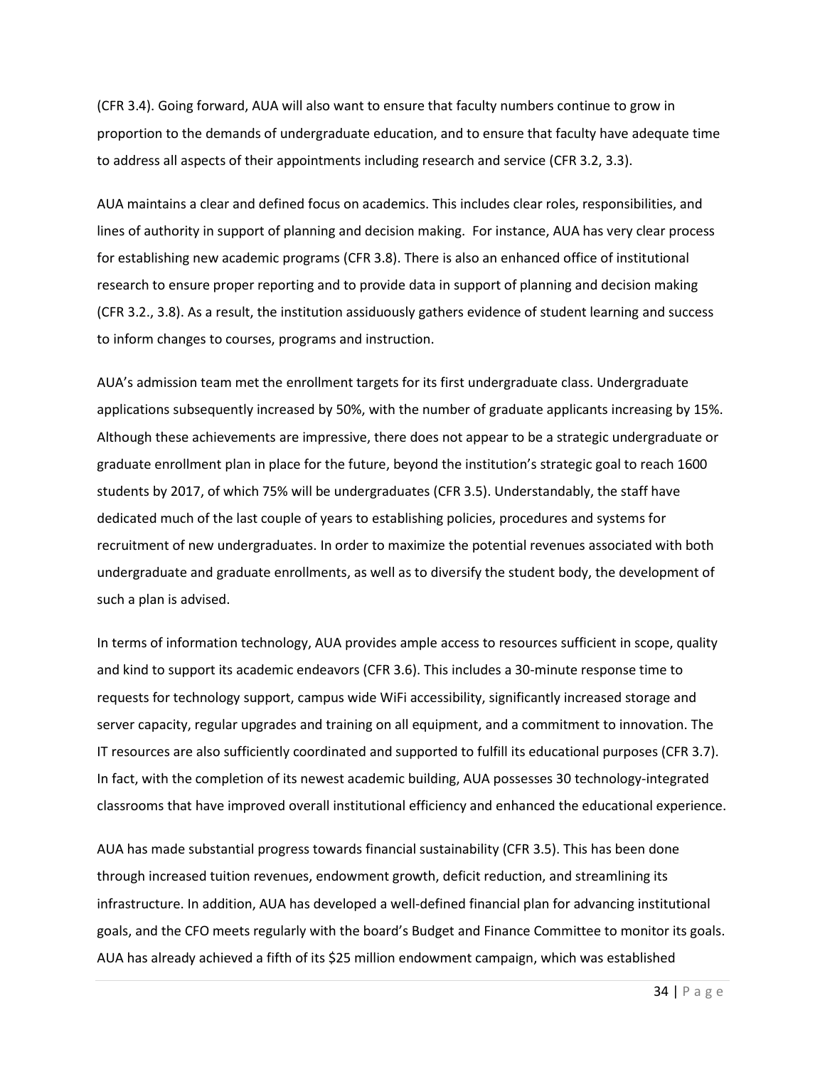(CFR 3.4). Going forward, AUA will also want to ensure that faculty numbers continue to grow in proportion to the demands of undergraduate education, and to ensure that faculty have adequate time to address all aspects of their appointments including research and service (CFR 3.2, 3.3).

AUA maintains a clear and defined focus on academics. This includes clear roles, responsibilities, and lines of authority in support of planning and decision making. For instance, AUA has very clear process for establishing new academic programs (CFR 3.8). There is also an enhanced office of institutional research to ensure proper reporting and to provide data in support of planning and decision making (CFR 3.2., 3.8). As a result, the institution assiduously gathers evidence of student learning and success to inform changes to courses, programs and instruction.

AUA's admission team met the enrollment targets for its first undergraduate class. Undergraduate applications subsequently increased by 50%, with the number of graduate applicants increasing by 15%. Although these achievements are impressive, there does not appear to be a strategic undergraduate or graduate enrollment plan in place for the future, beyond the institution's strategic goal to reach 1600 students by 2017, of which 75% will be undergraduates (CFR 3.5). Understandably, the staff have dedicated much of the last couple of years to establishing policies, procedures and systems for recruitment of new undergraduates. In order to maximize the potential revenues associated with both undergraduate and graduate enrollments, as well as to diversify the student body, the development of such a plan is advised.

In terms of information technology, AUA provides ample access to resources sufficient in scope, quality and kind to support its academic endeavors (CFR 3.6). This includes a 30-minute response time to requests for technology support, campus wide WiFi accessibility, significantly increased storage and server capacity, regular upgrades and training on all equipment, and a commitment to innovation. The IT resources are also sufficiently coordinated and supported to fulfill its educational purposes (CFR 3.7). In fact, with the completion of its newest academic building, AUA possesses 30 technology-integrated classrooms that have improved overall institutional efficiency and enhanced the educational experience.

AUA has made substantial progress towards financial sustainability (CFR 3.5). This has been done through increased tuition revenues, endowment growth, deficit reduction, and streamlining its infrastructure. In addition, AUA has developed a well-defined financial plan for advancing institutional goals, and the CFO meets regularly with the board's Budget and Finance Committee to monitor its goals. AUA has already achieved a fifth of its $25 million endowment campaign, which was established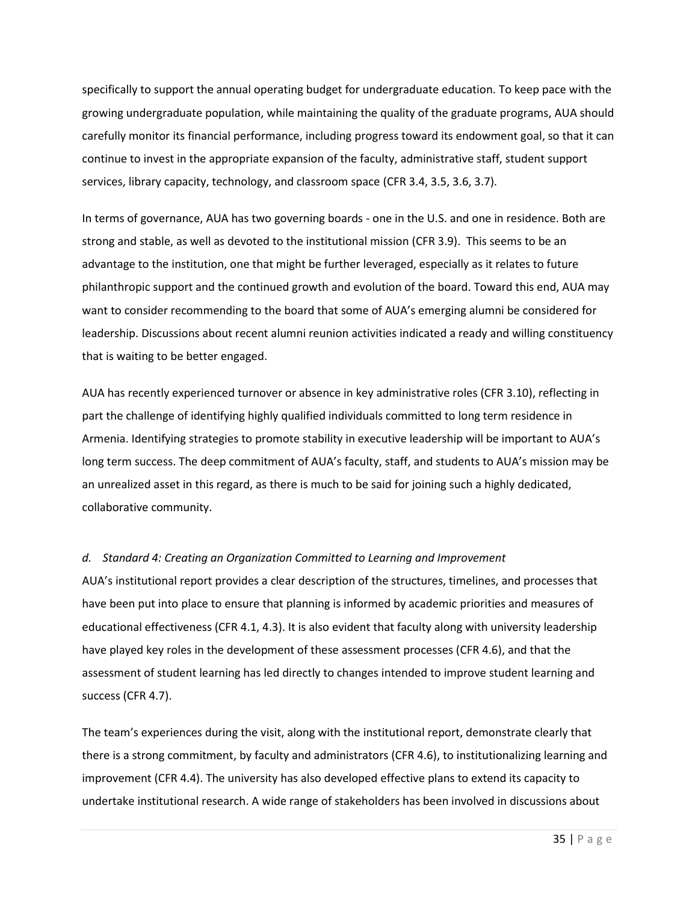specifically to support the annual operating budget for undergraduate education. To keep pace with the growing undergraduate population, while maintaining the quality of the graduate programs, AUA should carefully monitor its financial performance, including progress toward its endowment goal, so that it can continue to invest in the appropriate expansion of the faculty, administrative staff, student support services, library capacity, technology, and classroom space (CFR 3.4, 3.5, 3.6, 3.7).

In terms of governance, AUA has two governing boards - one in the U.S. and one in residence. Both are strong and stable, as well as devoted to the institutional mission (CFR 3.9). This seems to be an advantage to the institution, one that might be further leveraged, especially as it relates to future philanthropic support and the continued growth and evolution of the board. Toward this end, AUA may want to consider recommending to the board that some of AUA's emerging alumni be considered for leadership. Discussions about recent alumni reunion activities indicated a ready and willing constituency that is waiting to be better engaged.

AUA has recently experienced turnover or absence in key administrative roles (CFR 3.10), reflecting in part the challenge of identifying highly qualified individuals committed to long term residence in Armenia. Identifying strategies to promote stability in executive leadership will be important to AUA's long term success. The deep commitment of AUA's faculty, staff, and students to AUA's mission may be an unrealized asset in this regard, as there is much to be said for joining such a highly dedicated, collaborative community.

*d. Standard 4: Creating an Organization Committed to Learning and Improvement*

AUA's institutional report provides a clear description of the structures, timelines, and processes that have been put into place to ensure that planning is informed by academic priorities and measures of educational effectiveness (CFR 4.1, 4.3). It is also evident that faculty along with university leadership have played key roles in the development of these assessment processes (CFR 4.6), and that the assessment of student learning has led directly to changes intended to improve student learning and success (CFR 4.7).

The team's experiences during the visit, along with the institutional report, demonstrate clearly that there is a strong commitment, by faculty and administrators (CFR 4.6), to institutionalizing learning and improvement (CFR 4.4). The university has also developed effective plans to extend its capacity to undertake institutional research. A wide range of stakeholders has been involved in discussions about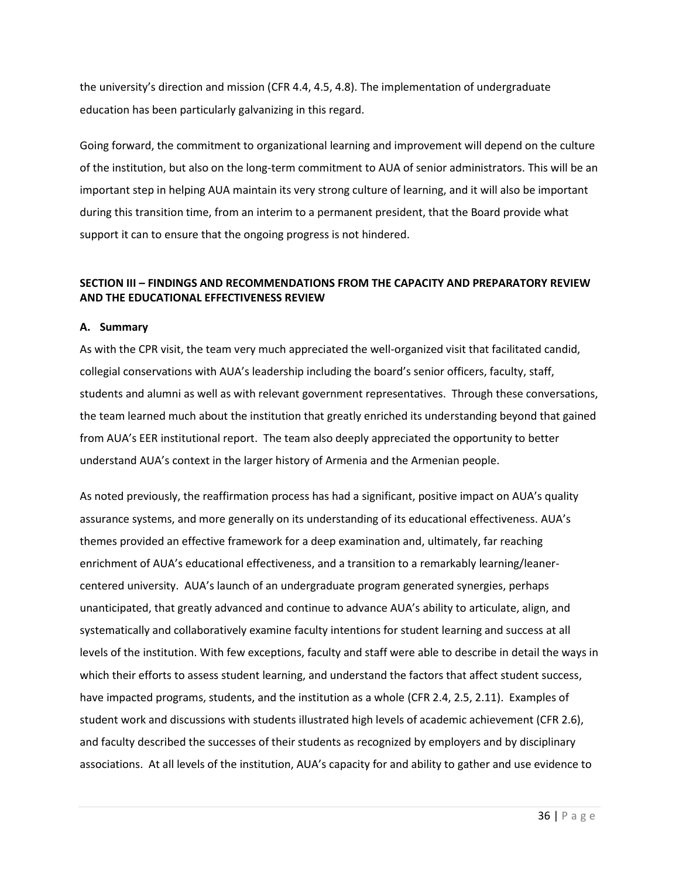the university's direction and mission (CFR 4.4, 4.5, 4.8). The implementation of undergraduate education has been particularly galvanizing in this regard.

Going forward, the commitment to organizational learning and improvement will depend on the culture of the institution, but also on the long-term commitment to AUA of senior administrators. This will be an important step in helping AUA maintain its very strong culture of learning, and it will also be important during this transition time, from an interim to a permanent president, that the Board provide what support it can to ensure that the ongoing progress is not hindered.

## SECTION III – FINDINGS AND RECOMMENDATIONS FROM THE CAPACITY AND PREPARATORY REVIEW AND THE EDUCATIONAL EFFECTIVENESS REVIEW

### A. Summary

As with the CPR visit, the team very much appreciated the well-organized visit that facilitated candid, collegial conservations with AUA's leadership including the board's senior officers, faculty, staff, students and alumni as well as with relevant government representatives. Through these conversations, the team learned much about the institution that greatly enriched its understanding beyond that gained from AUA's EER institutional report. The team also deeply appreciated the opportunity to better understand AUA's context in the larger history of Armenia and the Armenian people.

As noted previously, the reaffirmation process has had a significant, positive impact on AUA's quality assurance systems, and more generally on its understanding of its educational effectiveness. AUA's themes provided an effective framework for a deep examination and, ultimately, far reaching enrichment of AUA's educational effectiveness, and a transition to a remarkably learning/leaner-centered university. AUA's launch of an undergraduate program generated synergies, perhaps unanticipated, that greatly advanced and continue to advance AUA's ability to articulate, align, and systematically and collaboratively examine faculty intentions for student learning and success at all levels of the institution. With few exceptions, faculty and staff were able to describe in detail the ways in which their efforts to assess student learning, and understand the factors that affect student success, have impacted programs, students, and the institution as a whole (CFR 2.4, 2.5, 2.11). Examples of student work and discussions with students illustrated high levels of academic achievement (CFR 2.6), and faculty described the successes of their students as recognized by employers and by disciplinary associations. At all levels of the institution, AUA's capacity for and ability to gather and use evidence to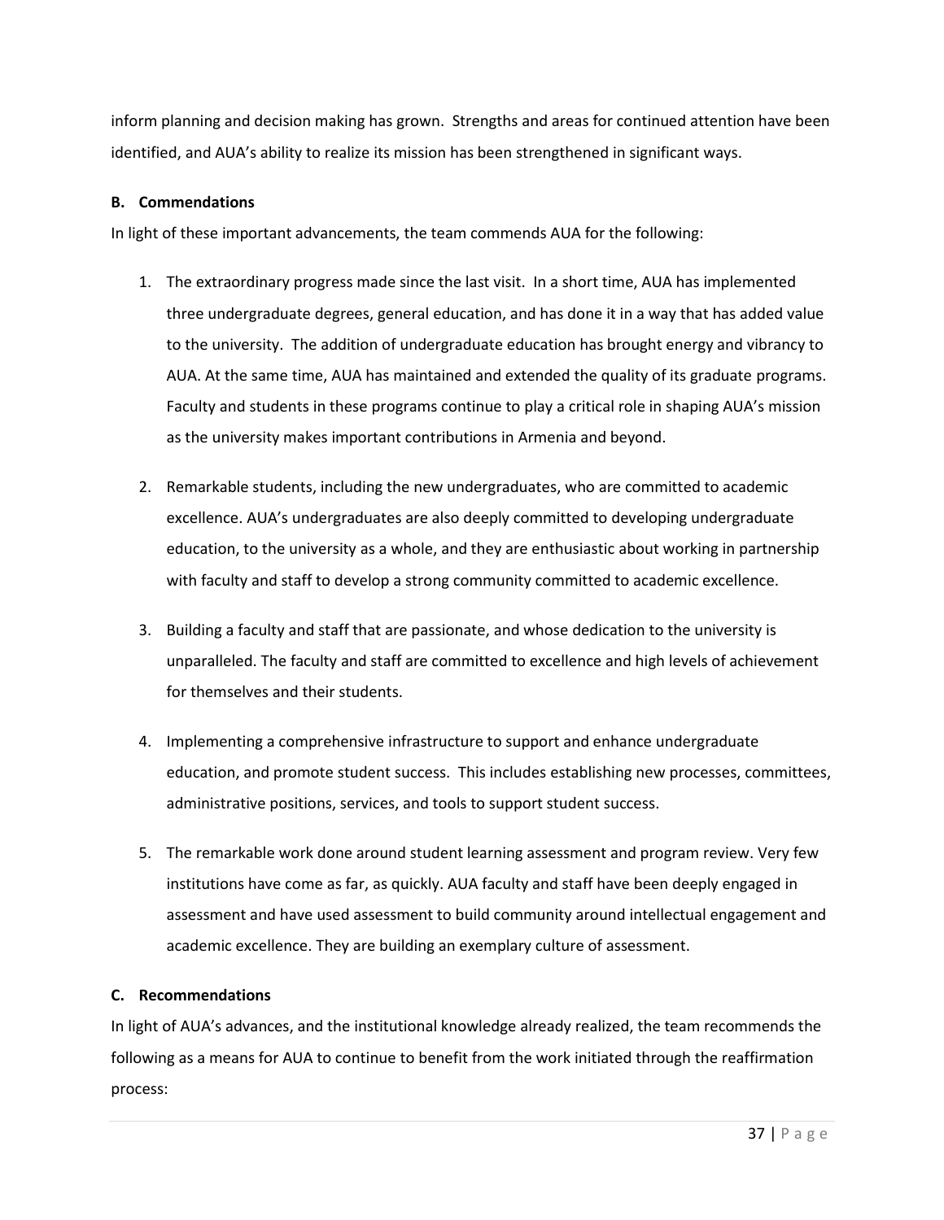inform planning and decision making has grown. Strengths and areas for continued attention have been identified, and AUA's ability to realize its mission has been strengthened in significant ways.

**B. Commendations**

In light of these important advancements, the team commends AUA for the following:

1. The extraordinary progress made since the last visit. In a short time, AUA has implemented three undergraduate degrees, general education, and has done it in a way that has added value to the university. The addition of undergraduate education has brought energy and vibrancy to AUA. At the same time, AUA has maintained and extended the quality of its graduate programs. Faculty and students in these programs continue to play a critical role in shaping AUA's mission as the university makes important contributions in Armenia and beyond.

2. Remarkable students, including the new undergraduates, who are committed to academic excellence. AUA's undergraduates are also deeply committed to developing undergraduate education, to the university as a whole, and they are enthusiastic about working in partnership with faculty and staff to develop a strong community committed to academic excellence.

3. Building a faculty and staff that are passionate, and whose dedication to the university is unparalleled. The faculty and staff are committed to excellence and high levels of achievement for themselves and their students.

4. Implementing a comprehensive infrastructure to support and enhance undergraduate education, and promote student success. This includes establishing new processes, committees, administrative positions, services, and tools to support student success.

5. The remarkable work done around student learning assessment and program review. Very few institutions have come as far, as quickly. AUA faculty and staff have been deeply engaged in assessment and have used assessment to build community around intellectual engagement and academic excellence. They are building an exemplary culture of assessment.

**C. Recommendations**

In light of AUA's advances, and the institutional knowledge already realized, the team recommends the following as a means for AUA to continue to benefit from the work initiated through the reaffirmation process: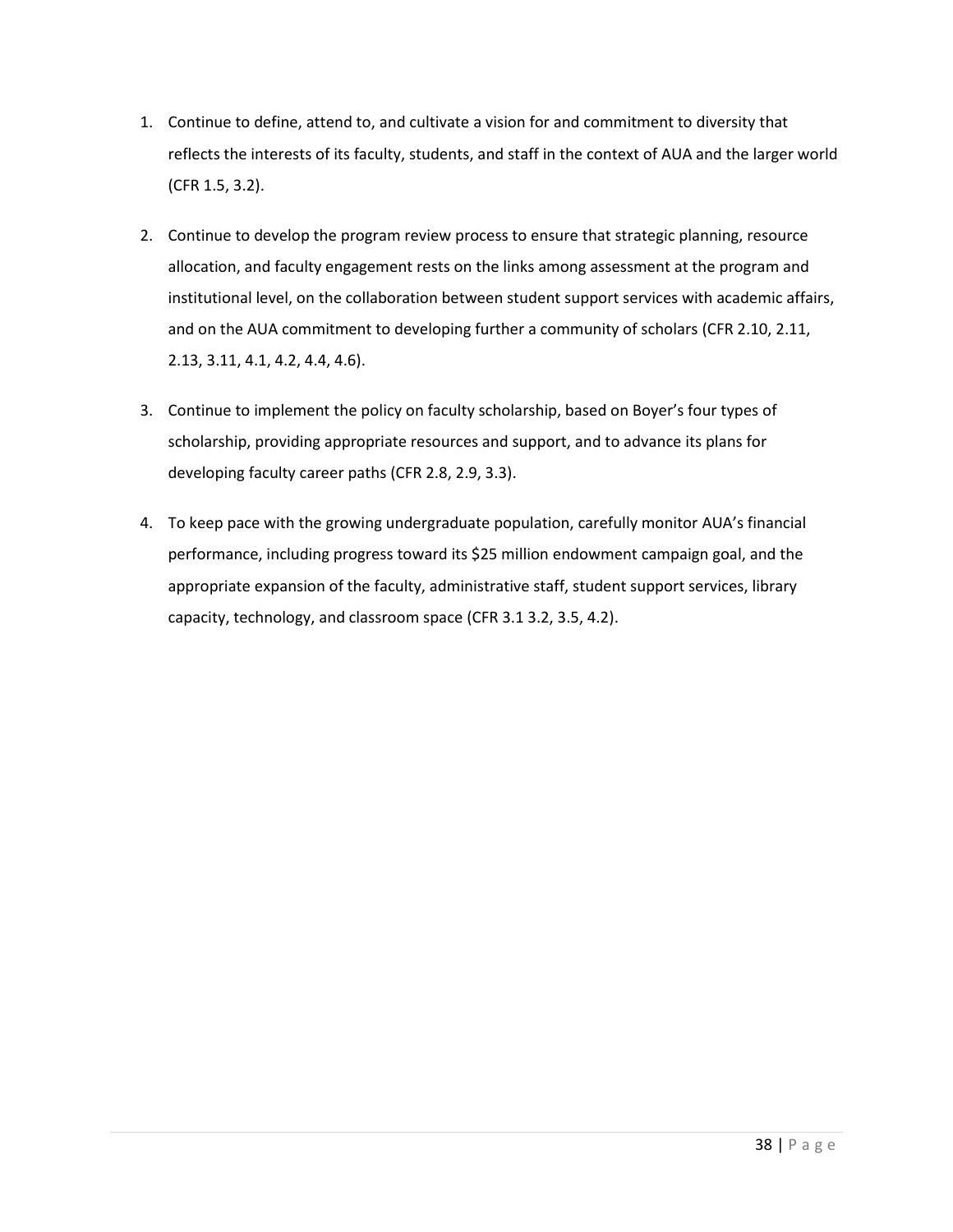1. Continue to define, attend to, and cultivate a vision for and commitment to diversity that reflects the interests of its faculty, students, and staff in the context of AUA and the larger world (CFR 1.5, 3.2).

2. Continue to develop the program review process to ensure that strategic planning, resource allocation, and faculty engagement rests on the links among assessment at the program and institutional level, on the collaboration between student support services with academic affairs, and on the AUA commitment to developing further a community of scholars (CFR 2.10, 2.11, 2.13, 3.11, 4.1, 4.2, 4.4, 4.6).

3. Continue to implement the policy on faculty scholarship, based on Boyer's four types of scholarship, providing appropriate resources and support, and to advance its plans for developing faculty career paths (CFR 2.8, 2.9, 3.3).

4. To keep pace with the growing undergraduate population, carefully monitor AUA's financial performance, including progress toward its $25 million endowment campaign goal, and the appropriate expansion of the faculty, administrative staff, student support services, library capacity, technology, and classroom space (CFR 3.1 3.2, 3.5, 4.2).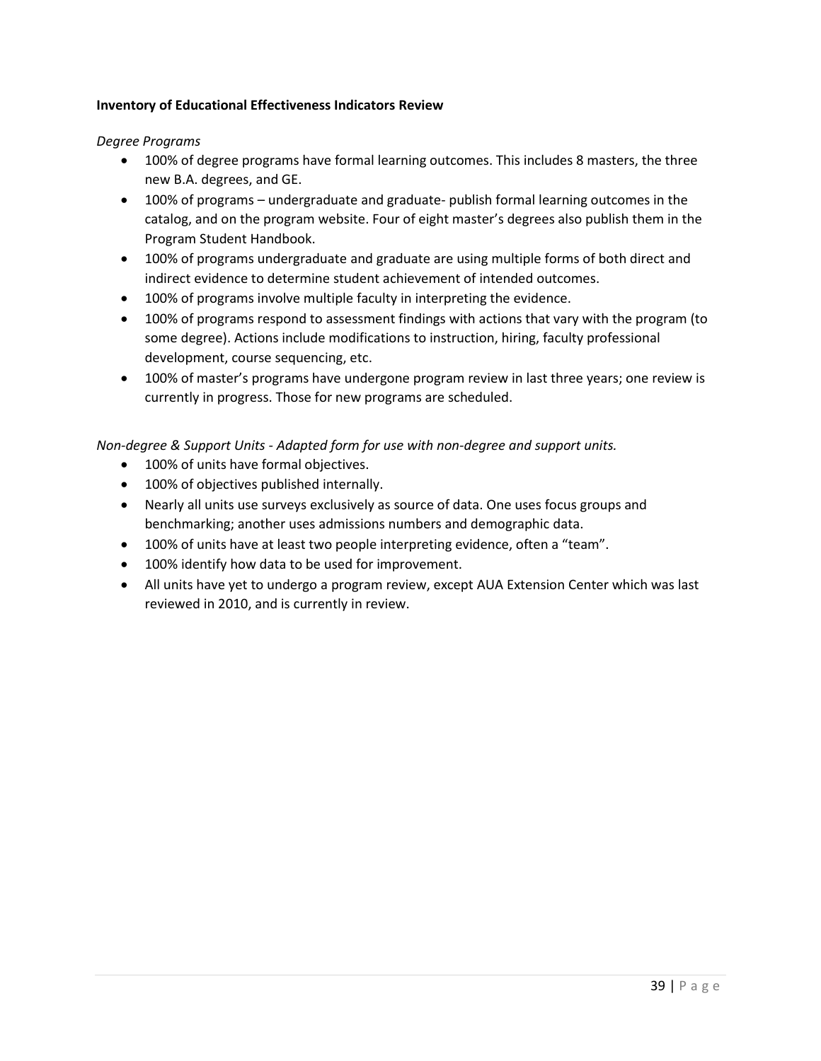**Inventory of Educational Effectiveness Indicators Review**

*Degree Programs*

- 100% of degree programs have formal learning outcomes. This includes 8 masters, the three new B.A. degrees, and GE.
- 100% of programs – undergraduate and graduate- publish formal learning outcomes in the catalog, and on the program website. Four of eight master's degrees also publish them in the Program Student Handbook.
- 100% of programs undergraduate and graduate are using multiple forms of both direct and indirect evidence to determine student achievement of intended outcomes.
- 100% of programs involve multiple faculty in interpreting the evidence.
- 100% of programs respond to assessment findings with actions that vary with the program (to some degree). Actions include modifications to instruction, hiring, faculty professional development, course sequencing, etc.
- 100% of master's programs have undergone program review in last three years; one review is currently in progress. Those for new programs are scheduled.

*Non-degree & Support Units - Adapted form for use with non-degree and support units.*

- 100% of units have formal objectives.
- 100% of objectives published internally.
- Nearly all units use surveys exclusively as source of data. One uses focus groups and benchmarking; another uses admissions numbers and demographic data.
- 100% of units have at least two people interpreting evidence, often a "team".
- 100% identify how data to be used for improvement.
- All units have yet to undergo a program review, except AUA Extension Center which was last reviewed in 2010, and is currently in review.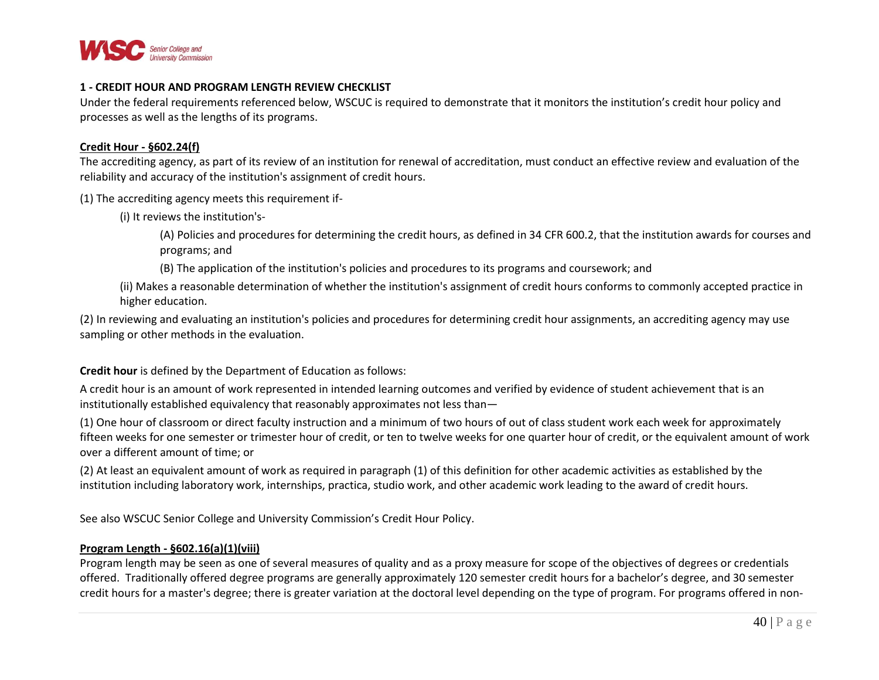## 1 - CREDIT HOUR AND PROGRAM LENGTH REVIEW CHECKLIST

Under the federal requirements referenced below, WSCUC is required to demonstrate that it monitors the institution's credit hour policy and processes as well as the lengths of its programs.

**Credit Hour - §602.24(f)**

The accrediting agency, as part of its review of an institution for renewal of accreditation, must conduct an effective review and evaluation of the reliability and accuracy of the institution's assignment of credit hours.

(1) The accrediting agency meets this requirement if-

> (i) It reviews the institution's-
>
> > (A) Policies and procedures for determining the credit hours, as defined in 34 CFR 600.2, that the institution awards for courses and programs; and
> >
> > (B) The application of the institution's policies and procedures to its programs and coursework; and
>
> (ii) Makes a reasonable determination of whether the institution's assignment of credit hours conforms to commonly accepted practice in higher education.

(2) In reviewing and evaluating an institution's policies and procedures for determining credit hour assignments, an accrediting agency may use sampling or other methods in the evaluation.

**Credit hour** is defined by the Department of Education as follows:

A credit hour is an amount of work represented in intended learning outcomes and verified by evidence of student achievement that is an institutionally established equivalency that reasonably approximates not less than—

(1) One hour of classroom or direct faculty instruction and a minimum of two hours of out of class student work each week for approximately fifteen weeks for one semester or trimester hour of credit, or ten to twelve weeks for one quarter hour of credit, or the equivalent amount of work over a different amount of time; or

(2) At least an equivalent amount of work as required in paragraph (1) of this definition for other academic activities as established by the institution including laboratory work, internships, practica, studio work, and other academic work leading to the award of credit hours.

See also WSCUC Senior College and University Commission's Credit Hour Policy.

**Program Length - §602.16(a)(1)(viii)**

Program length may be seen as one of several measures of quality and as a proxy measure for scope of the objectives of degrees or credentials offered. Traditionally offered degree programs are generally approximately 120 semester credit hours for a bachelor's degree, and 30 semester credit hours for a master's degree; there is greater variation at the doctoral level depending on the type of program. For programs offered in non-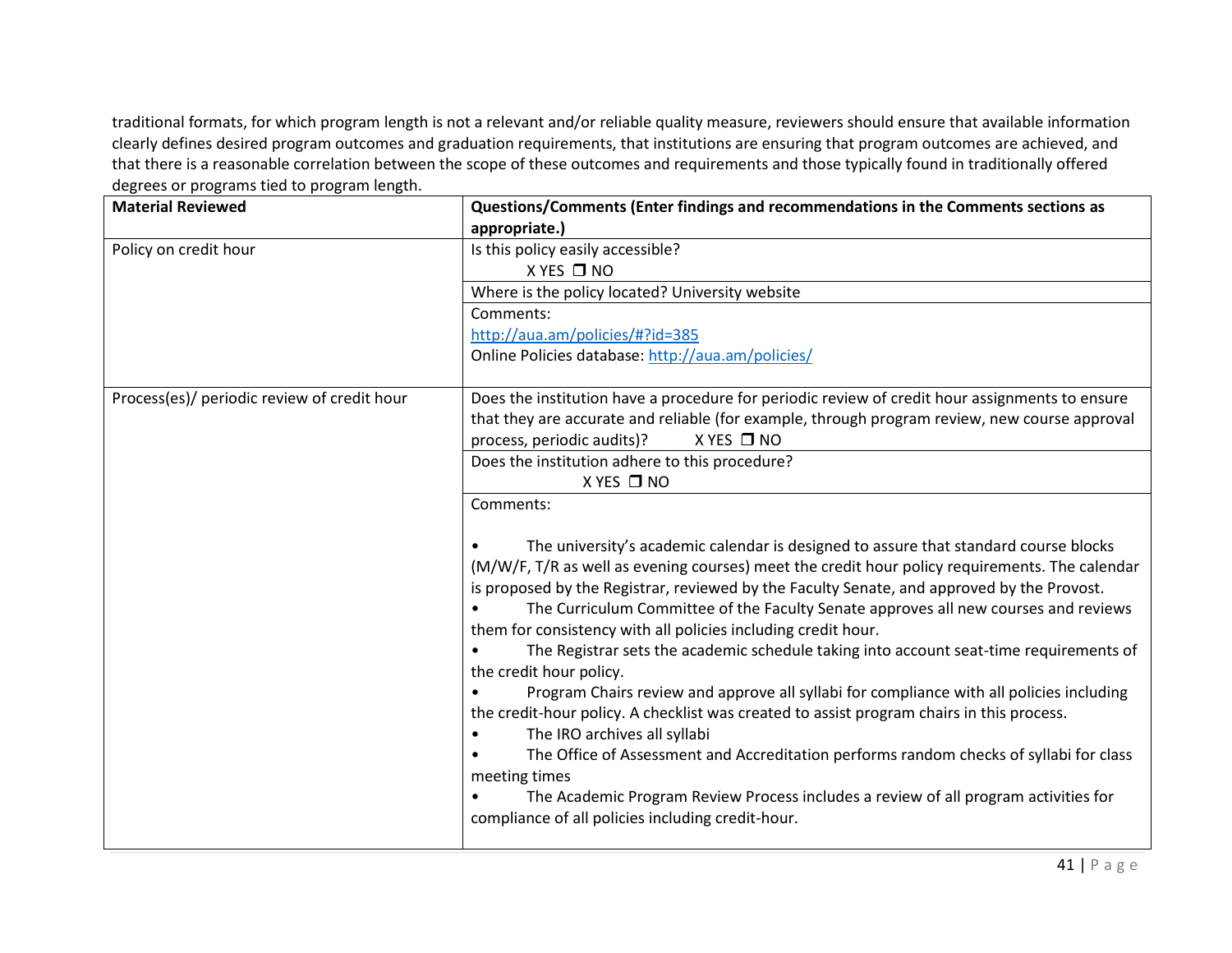traditional formats, for which program length is not a relevant and/or reliable quality measure, reviewers should ensure that available information clearly defines desired program outcomes and graduation requirements, that institutions are ensuring that program outcomes are achieved, and that there is a reasonable correlation between the scope of these outcomes and requirements and those typically found in traditionally offered degrees or programs tied to program length.

| **Material Reviewed** | **Questions/Comments (Enter findings and recommendations in the Comments sections as appropriate.)** |
|---|---|
| Policy on credit hour | Is this policy easily accessible?<br>X YES ❒ NO |
| | Where is the policy located? University website |
| | Comments:<br>http://aua.am/policies/#?id=385<br>Online Policies database: http://aua.am/policies/ |
| Process(es)/ periodic review of credit hour | Does the institution have a procedure for periodic review of credit hour assignments to ensure that they are accurate and reliable (for example, through program review, new course approval process, periodic audits)? X YES ❒ NO |
| | Does the institution adhere to this procedure?<br>X YES ❒ NO |
| | Comments:<br><br>• The university's academic calendar is designed to assure that standard course blocks (M/W/F, T/R as well as evening courses) meet the credit hour policy requirements. The calendar is proposed by the Registrar, reviewed by the Faculty Senate, and approved by the Provost.<br>• The Curriculum Committee of the Faculty Senate approves all new courses and reviews them for consistency with all policies including credit hour.<br>• The Registrar sets the academic schedule taking into account seat-time requirements of the credit hour policy.<br>• Program Chairs review and approve all syllabi for compliance with all policies including the credit-hour policy. A checklist was created to assist program chairs in this process.<br>• The IRO archives all syllabi<br>• The Office of Assessment and Accreditation performs random checks of syllabi for class meeting times<br>• The Academic Program Review Process includes a review of all program activities for compliance of all policies including credit-hour. |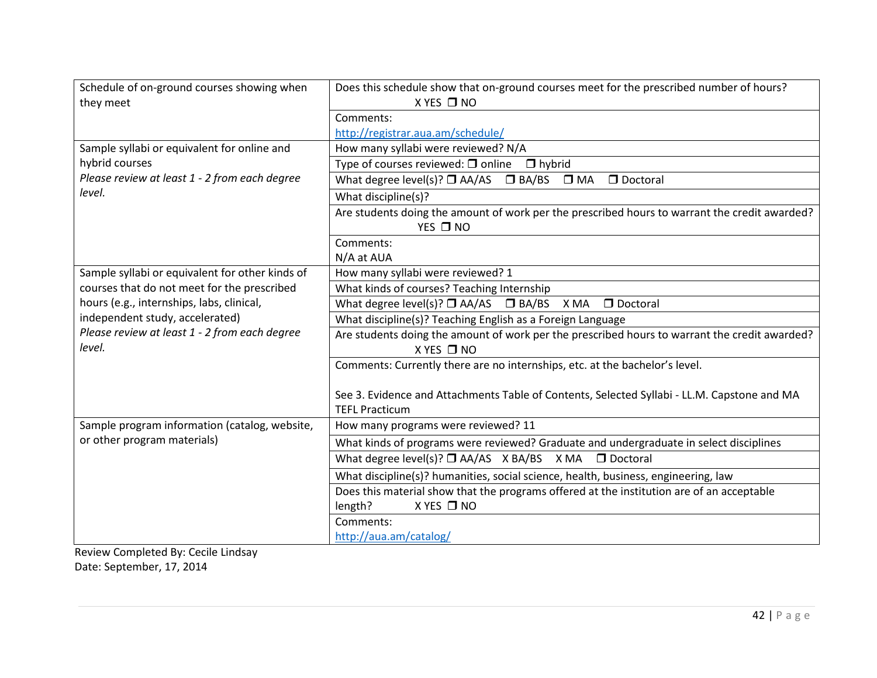| | |
|---|---|
| Schedule of on-ground courses showing when they meet | Does this schedule show that on-ground courses meet for the prescribed number of hours? X YES ❒ NO |
| | Comments: http://registrar.aua.am/schedule/ |
| Sample syllabi or equivalent for online and hybrid courses *Please review at least 1 - 2 from each degree level.* | How many syllabi were reviewed? N/A |
| | Type of courses reviewed: ❒ online ❒ hybrid |
| | What degree level(s)? ❒ AA/AS ❒ BA/BS ❒ MA ❒ Doctoral |
| | What discipline(s)? |
| | Are students doing the amount of work per the prescribed hours to warrant the credit awarded? YES ❒ NO |
| | Comments: N/A at AUA |
| Sample syllabi or equivalent for other kinds of courses that do not meet for the prescribed hours (e.g., internships, labs, clinical, independent study, accelerated) *Please review at least 1 - 2 from each degree level.* | How many syllabi were reviewed? 1 |
| | What kinds of courses? Teaching Internship |
| | What degree level(s)? ❒ AA/AS ❒ BA/BS X MA ❒ Doctoral |
| | What discipline(s)? Teaching English as a Foreign Language |
| | Are students doing the amount of work per the prescribed hours to warrant the credit awarded? X YES ❒ NO |
| | Comments: Currently there are no internships, etc. at the bachelor's level. See 3. Evidence and Attachments Table of Contents, Selected Syllabi - LL.M. Capstone and MA TEFL Practicum |
| Sample program information (catalog, website, or other program materials) | How many programs were reviewed? 11 |
| | What kinds of programs were reviewed? Graduate and undergraduate in select disciplines |
| | What degree level(s)? ❒ AA/AS X BA/BS X MA ❒ Doctoral |
| | What discipline(s)? humanities, social science, health, business, engineering, law |
| | Does this material show that the programs offered at the institution are of an acceptable length? X YES ❒ NO |
| | Comments: http://aua.am/catalog/ |

Review Completed By: Cecile Lindsay
Date: September, 17, 2014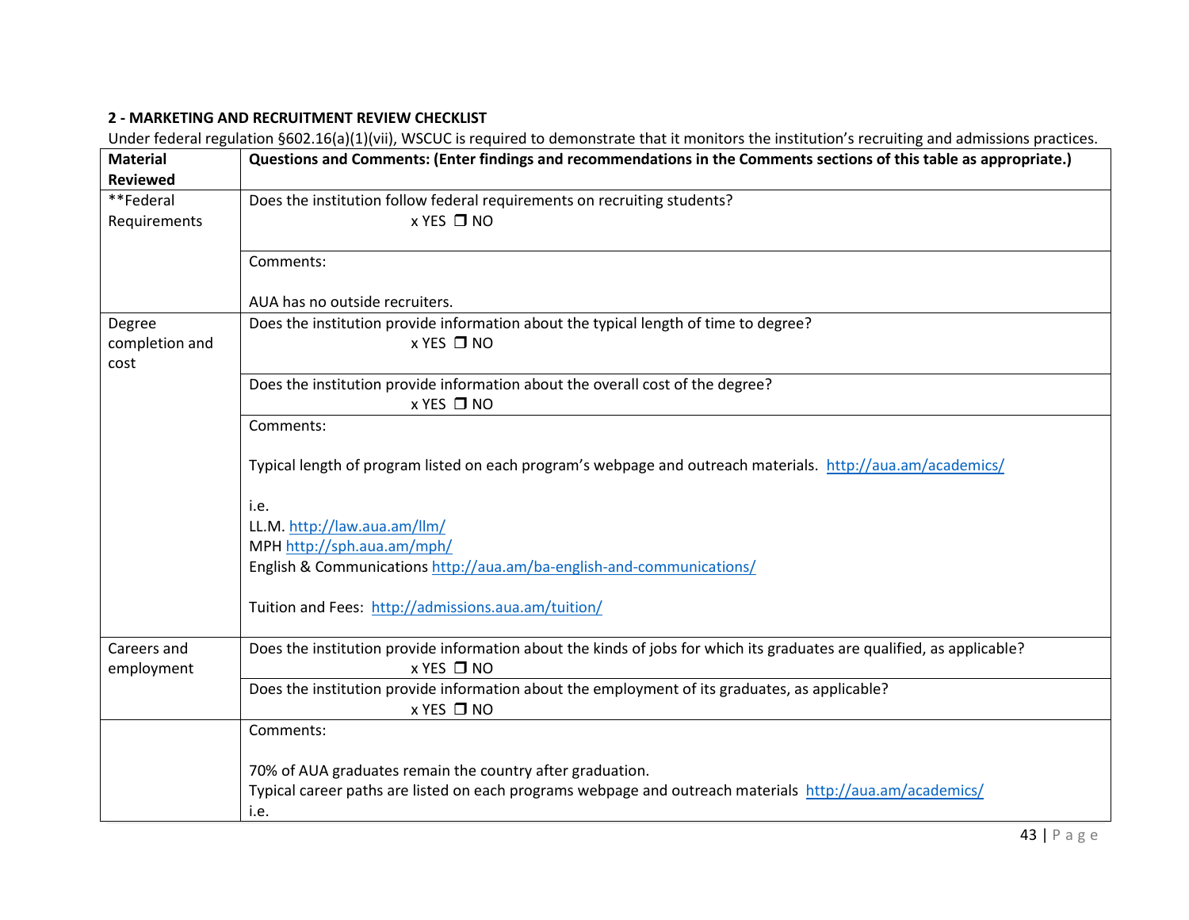**2 - MARKETING AND RECRUITMENT REVIEW CHECKLIST**

Under federal regulation §602.16(a)(1)(vii), WSCUC is required to demonstrate that it monitors the institution's recruiting and admissions practices.

| Material Reviewed | Questions and Comments: (Enter findings and recommendations in the Comments sections of this table as appropriate.) |
|---|---|
| **Federal Requirements | Does the institution follow federal requirements on recruiting students?<br>x YES ❒ NO |
| | Comments:<br><br>AUA has no outside recruiters. |
| Degree completion and cost | Does the institution provide information about the typical length of time to degree?<br>x YES ❒ NO |
| | Does the institution provide information about the overall cost of the degree?<br>x YES ❒ NO |
| | Comments:<br><br>Typical length of program listed on each program's webpage and outreach materials. http://aua.am/academics/<br><br>i.e.<br>LL.M. http://law.aua.am/llm/<br>MPH http://sph.aua.am/mph/<br>English & Communications http://aua.am/ba-english-and-communications/<br><br>Tuition and Fees: http://admissions.aua.am/tuition/ |
| Careers and employment | Does the institution provide information about the kinds of jobs for which its graduates are qualified, as applicable?<br>x YES ❒ NO |
| | Does the institution provide information about the employment of its graduates, as applicable?<br>x YES ❒ NO |
| | Comments:<br><br>70% of AUA graduates remain the country after graduation.<br>Typical career paths are listed on each programs webpage and outreach materials http://aua.am/academics/<br>i.e. |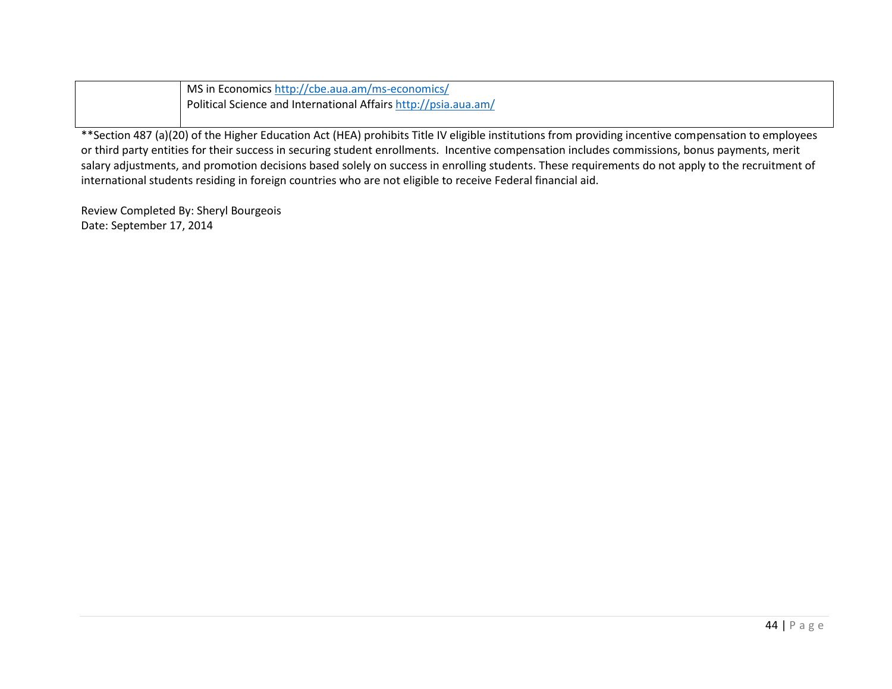| | |
|---|---|
| | MS in Economics http://cbe.aua.am/ms-economics/<br>Political Science and International Affairs http://psia.aua.am/ |

**Section 487 (a)(20) of the Higher Education Act (HEA) prohibits Title IV eligible institutions from providing incentive compensation to employees or third party entities for their success in securing student enrollments. Incentive compensation includes commissions, bonus payments, merit salary adjustments, and promotion decisions based solely on success in enrolling students. These requirements do not apply to the recruitment of international students residing in foreign countries who are not eligible to receive Federal financial aid.

Review Completed By: Sheryl Bourgeois
Date: September 17, 2014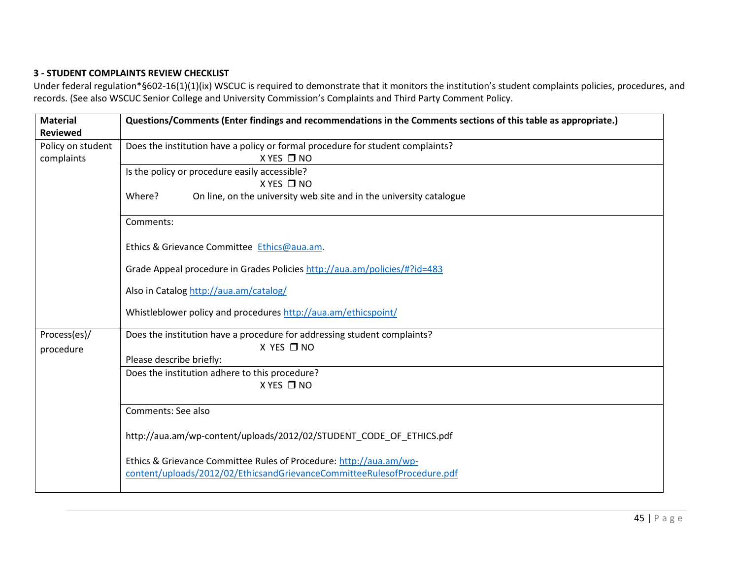**3 - STUDENT COMPLAINTS REVIEW CHECKLIST**

Under federal regulation*§602-16(1)(1)(ix) WSCUC is required to demonstrate that it monitors the institution's student complaints policies, procedures, and records. (See also WSCUC Senior College and University Commission's Complaints and Third Party Comment Policy.

| Material Reviewed | Questions/Comments (Enter findings and recommendations in the Comments sections of this table as appropriate.) |
|---|---|
| Policy on student complaints | Does the institution have a policy or formal procedure for student complaints?<br>X YES ❒ NO |
| | Is the policy or procedure easily accessible?<br>X YES ❒ NO<br>Where? On line, on the university web site and in the university catalogue |
| | Comments:<br><br>Ethics & Grievance Committee Ethics@aua.am.<br><br>Grade Appeal procedure in Grades Policies http://aua.am/policies/#?id=483<br><br>Also in Catalog http://aua.am/catalog/<br><br>Whistleblower policy and procedures http://aua.am/ethicspoint/ |
| Process(es)/ procedure | Does the institution have a procedure for addressing student complaints?<br>X YES ❒ NO<br>Please describe briefly: |
| | Does the institution adhere to this procedure?<br>X YES ❒ NO |
| | Comments: See also<br><br>http://aua.am/wp-content/uploads/2012/02/STUDENT_CODE_OF_ETHICS.pdf<br><br>Ethics & Grievance Committee Rules of Procedure: http://aua.am/wp-content/uploads/2012/02/EthicsandGrievanceCommitteeRulesofProcedure.pdf |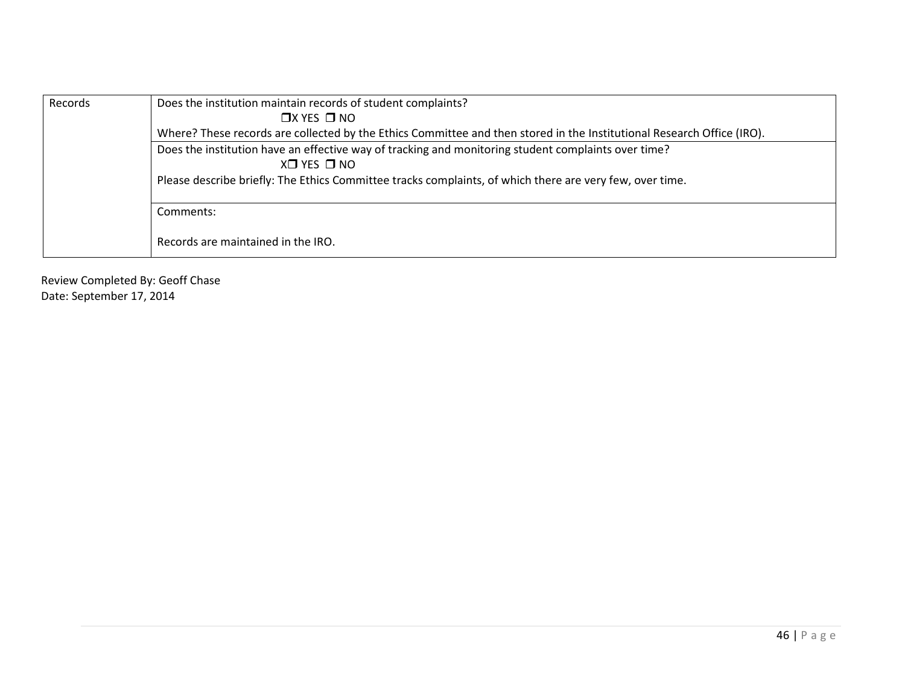| Records | Does the institution maintain records of student complaints?<br>❒X YES ❒ NO<br>Where? These records are collected by the Ethics Committee and then stored in the Institutional Research Office (IRO). |
|---|---|
| | Does the institution have an effective way of tracking and monitoring student complaints over time?<br>X❒ YES ❒ NO<br>Please describe briefly: The Ethics Committee tracks complaints, of which there are very few, over time. |
| | Comments:<br><br>Records are maintained in the IRO. |

Review Completed By: Geoff Chase
Date: September 17, 2014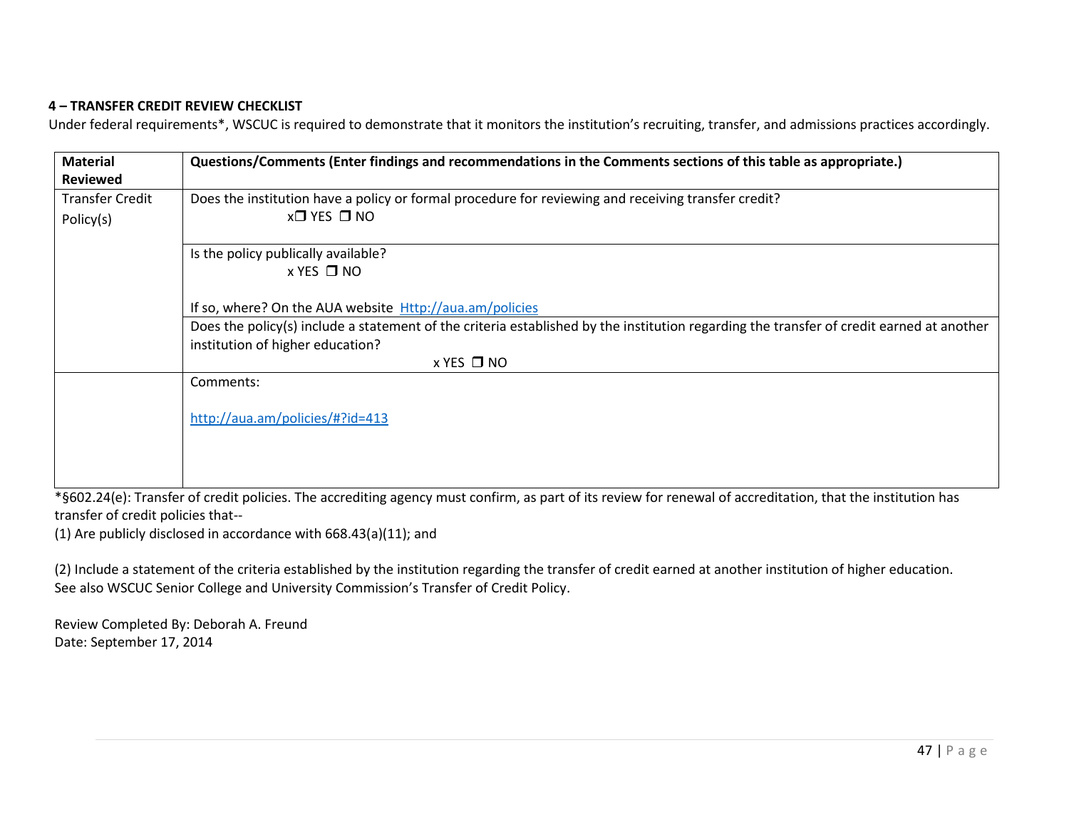**4 – TRANSFER CREDIT REVIEW CHECKLIST**

Under federal requirements*, WSCUC is required to demonstrate that it monitors the institution's recruiting, transfer, and admissions practices accordingly.

| Material Reviewed | Questions/Comments (Enter findings and recommendations in the Comments sections of this table as appropriate.) |
|---|---|
| Transfer Credit Policy(s) | Does the institution have a policy or formal procedure for reviewing and receiving transfer credit?<br>x❒ YES ❒ NO |
| | Is the policy publically available?<br>x YES ❒ NO<br><br>If so, where? On the AUA website Http://aua.am/policies |
| | Does the policy(s) include a statement of the criteria established by the institution regarding the transfer of credit earned at another institution of higher education?<br>x YES ❒ NO |
| | Comments:<br><br>http://aua.am/policies/#?id=413 |

*§602.24(e): Transfer of credit policies. The accrediting agency must confirm, as part of its review for renewal of accreditation, that the institution has transfer of credit policies that--

(1) Are publicly disclosed in accordance with 668.43(a)(11); and

(2) Include a statement of the criteria established by the institution regarding the transfer of credit earned at another institution of higher education.

See also WSCUC Senior College and University Commission's Transfer of Credit Policy.

Review Completed By: Deborah A. Freund

Date: September 17, 2014